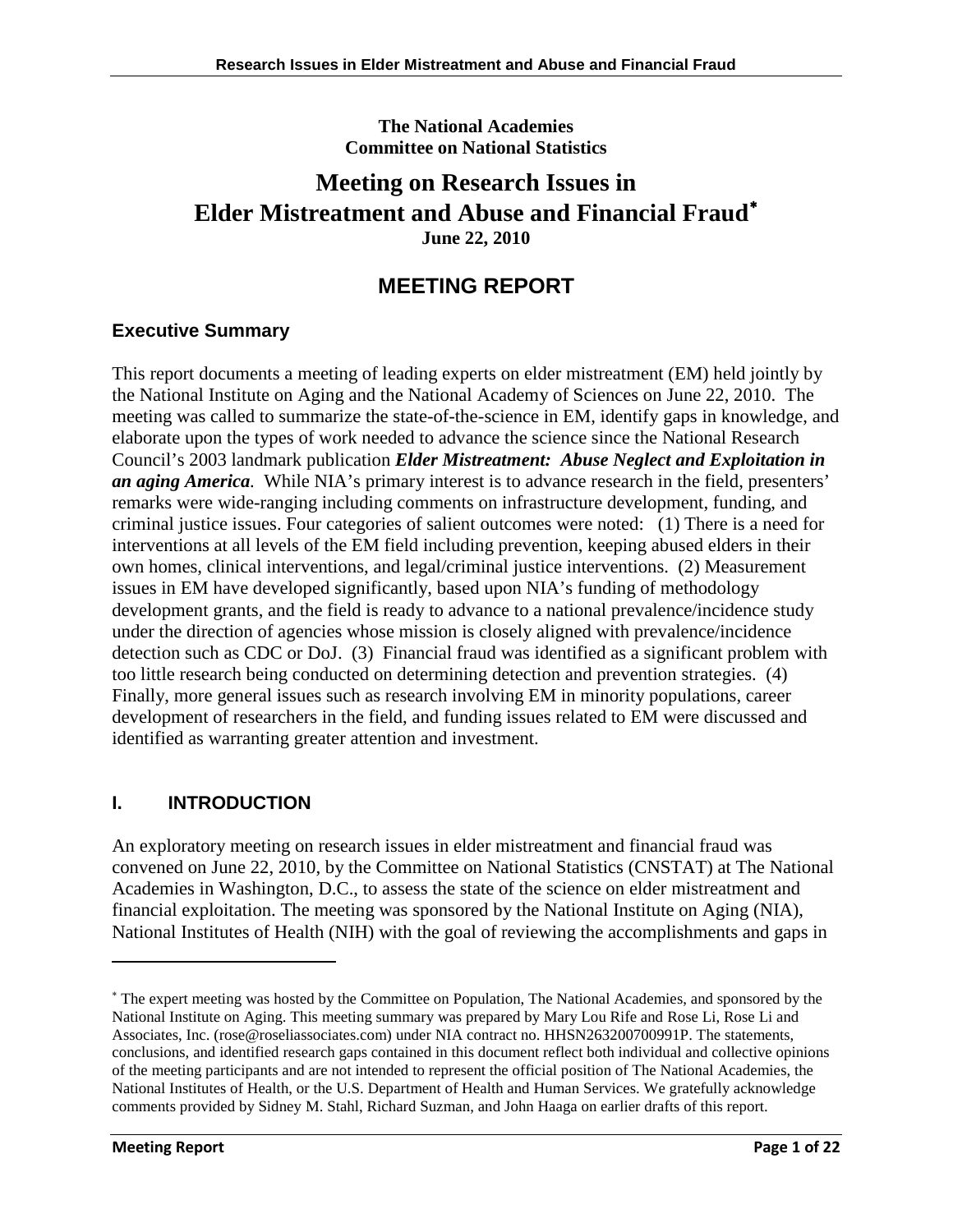**The National Academies**
**Committee on National Statistics**

# Meeting on Research Issues in Elder Mistreatment and Abuse and Financial Fraud*

**June 22, 2010**

## MEETING REPORT

### Executive Summary

This report documents a meeting of leading experts on elder mistreatment (EM) held jointly by the National Institute on Aging and the National Academy of Sciences on June 22, 2010. The meeting was called to summarize the state-of-the-science in EM, identify gaps in knowledge, and elaborate upon the types of work needed to advance the science since the National Research Council's 2003 landmark publication ***Elder Mistreatment: Abuse Neglect and Exploitation in an aging America.*** While NIA's primary interest is to advance research in the field, presenters' remarks were wide-ranging including comments on infrastructure development, funding, and criminal justice issues. Four categories of salient outcomes were noted: (1) There is a need for interventions at all levels of the EM field including prevention, keeping abused elders in their own homes, clinical interventions, and legal/criminal justice interventions. (2) Measurement issues in EM have developed significantly, based upon NIA's funding of methodology development grants, and the field is ready to advance to a national prevalence/incidence study under the direction of agencies whose mission is closely aligned with prevalence/incidence detection such as CDC or DoJ. (3) Financial fraud was identified as a significant problem with too little research being conducted on determining detection and prevention strategies. (4) Finally, more general issues such as research involving EM in minority populations, career development of researchers in the field, and funding issues related to EM were discussed and identified as warranting greater attention and investment.

### I. INTRODUCTION

An exploratory meeting on research issues in elder mistreatment and financial fraud was convened on June 22, 2010, by the Committee on National Statistics (CNSTAT) at The National Academies in Washington, D.C., to assess the state of the science on elder mistreatment and financial exploitation. The meeting was sponsored by the National Institute on Aging (NIA), National Institutes of Health (NIH) with the goal of reviewing the accomplishments and gaps in

---

* The expert meeting was hosted by the Committee on Population, The National Academies, and sponsored by the National Institute on Aging. This meeting summary was prepared by Mary Lou Rife and Rose Li, Rose Li and Associates, Inc. (rose@roseliassociates.com) under NIA contract no. HHSN263200700991P. The statements, conclusions, and identified research gaps contained in this document reflect both individual and collective opinions of the meeting participants and are not intended to represent the official position of The National Academies, the National Institutes of Health, or the U.S. Department of Health and Human Services. We gratefully acknowledge comments provided by Sidney M. Stahl, Richard Suzman, and John Haaga on earlier drafts of this report.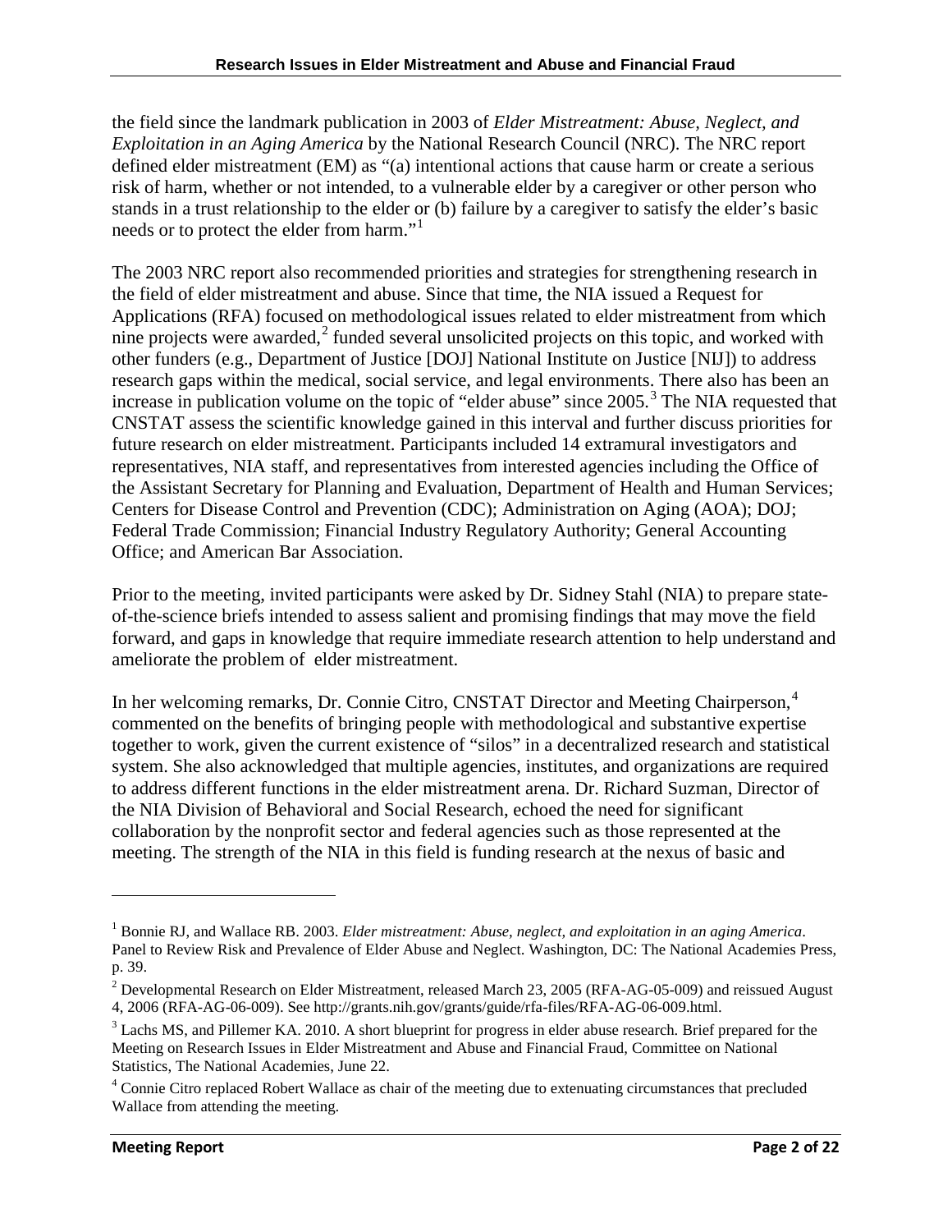the field since the landmark publication in 2003 of *Elder Mistreatment: Abuse, Neglect, and Exploitation in an Aging America* by the National Research Council (NRC). The NRC report defined elder mistreatment (EM) as "(a) intentional actions that cause harm or create a serious risk of harm, whether or not intended, to a vulnerable elder by a caregiver or other person who stands in a trust relationship to the elder or (b) failure by a caregiver to satisfy the elder's basic needs or to protect the elder from harm."[1]

The 2003 NRC report also recommended priorities and strategies for strengthening research in the field of elder mistreatment and abuse. Since that time, the NIA issued a Request for Applications (RFA) focused on methodological issues related to elder mistreatment from which nine projects were awarded,[2] funded several unsolicited projects on this topic, and worked with other funders (e.g., Department of Justice [DOJ] National Institute on Justice [NIJ]) to address research gaps within the medical, social service, and legal environments. There also has been an increase in publication volume on the topic of "elder abuse" since 2005.[3] The NIA requested that CNSTAT assess the scientific knowledge gained in this interval and further discuss priorities for future research on elder mistreatment. Participants included 14 extramural investigators and representatives, NIA staff, and representatives from interested agencies including the Office of the Assistant Secretary for Planning and Evaluation, Department of Health and Human Services; Centers for Disease Control and Prevention (CDC); Administration on Aging (AOA); DOJ; Federal Trade Commission; Financial Industry Regulatory Authority; General Accounting Office; and American Bar Association.

Prior to the meeting, invited participants were asked by Dr. Sidney Stahl (NIA) to prepare state-of-the-science briefs intended to assess salient and promising findings that may move the field forward, and gaps in knowledge that require immediate research attention to help understand and ameliorate the problem of elder mistreatment.

In her welcoming remarks, Dr. Connie Citro, CNSTAT Director and Meeting Chairperson,[4] commented on the benefits of bringing people with methodological and substantive expertise together to work, given the current existence of "silos" in a decentralized research and statistical system. She also acknowledged that multiple agencies, institutes, and organizations are required to address different functions in the elder mistreatment arena. Dr. Richard Suzman, Director of the NIA Division of Behavioral and Social Research, echoed the need for significant collaboration by the nonprofit sector and federal agencies such as those represented at the meeting. The strength of the NIA in this field is funding research at the nexus of basic and

---

[1] Bonnie RJ, and Wallace RB. 2003. *Elder mistreatment: Abuse, neglect, and exploitation in an aging America*. Panel to Review Risk and Prevalence of Elder Abuse and Neglect. Washington, DC: The National Academies Press, p. 39.

[2] Developmental Research on Elder Mistreatment, released March 23, 2005 (RFA-AG-05-009) and reissued August 4, 2006 (RFA-AG-06-009). See http://grants.nih.gov/grants/guide/rfa-files/RFA-AG-06-009.html.

[3] Lachs MS, and Pillemer KA. 2010. A short blueprint for progress in elder abuse research. Brief prepared for the Meeting on Research Issues in Elder Mistreatment and Abuse and Financial Fraud, Committee on National Statistics, The National Academies, June 22.

[4] Connie Citro replaced Robert Wallace as chair of the meeting due to extenuating circumstances that precluded Wallace from attending the meeting.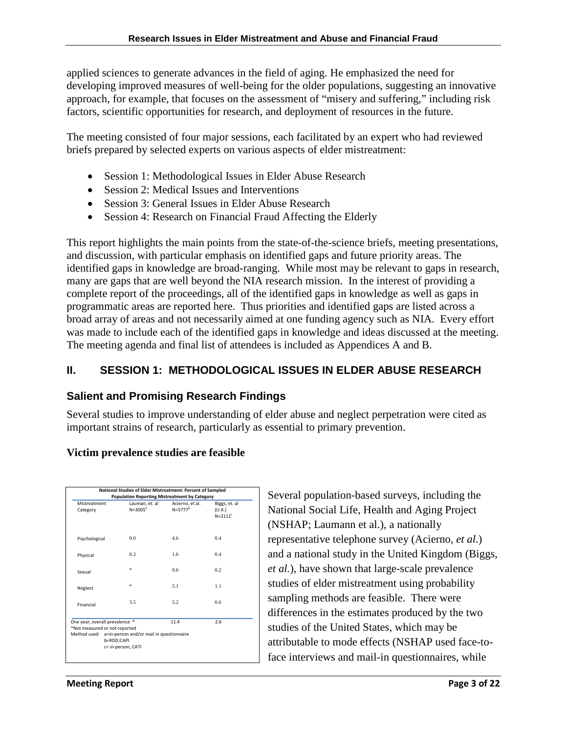applied sciences to generate advances in the field of aging. He emphasized the need for developing improved measures of well-being for the older populations, suggesting an innovative approach, for example, that focuses on the assessment of "misery and suffering," including risk factors, scientific opportunities for research, and deployment of resources in the future.

The meeting consisted of four major sessions, each facilitated by an expert who had reviewed briefs prepared by selected experts on various aspects of elder mistreatment:

- Session 1: Methodological Issues in Elder Abuse Research
- Session 2: Medical Issues and Interventions
- Session 3: General Issues in Elder Abuse Research
- Session 4: Research on Financial Fraud Affecting the Elderly

This report highlights the main points from the state-of-the-science briefs, meeting presentations, and discussion, with particular emphasis on identified gaps and future priority areas. The identified gaps in knowledge are broad-ranging. While most may be relevant to gaps in research, many are gaps that are well beyond the NIA research mission. In the interest of providing a complete report of the proceedings, all of the identified gaps in knowledge as well as gaps in programmatic areas are reported here. Thus priorities and identified gaps are listed across a broad array of areas and not necessarily aimed at one funding agency such as NIA. Every effort was made to include each of the identified gaps in knowledge and ideas discussed at the meeting. The meeting agenda and final list of attendees is included as Appendices A and B.

## II. SESSION 1: METHODOLOGICAL ISSUES IN ELDER ABUSE RESEARCH

### Salient and Promising Research Findings

Several studies to improve understanding of elder abuse and neglect perpetration were cited as important strains of research, particularly as essential to primary prevention.

**Victim prevalence studies are feasible**

**National Studies of Elder Mistreatment: Percent of Sampled Population Reporting Mistreatment by Category**

| Mistreatment Category | Lauman, et. al N=3005[a] | Acierno, et al. N=5777[b] | Biggs, et. al (U.K.) N=2111[c] |
|---|---|---|---|
| Psychological | 9.0 | 4.6 | 0.4 |
| Physical | 0.2 | 1.6 | 0.4 |
| Sexual | * | 0.6 | 0.2 |
| Neglect | * | 5.1 | 1.1 |
| Financial | 3.5 | 5.2 | 0.6 |
| One year, overall prevalence * | | 11.4 | 2.6 |

*Not measured or not reported
Method used: a=in-person and/or mail in questionnaire
b=RDD;CAPI
c= in-person, CATI

Several population-based surveys, including the National Social Life, Health and Aging Project (NSHAP; Laumann et al.), a nationally representative telephone survey (Acierno, *et al*.) and a national study in the United Kingdom (Biggs, *et al.*), have shown that large-scale prevalence studies of elder mistreatment using probability sampling methods are feasible. There were differences in the estimates produced by the two studies of the United States, which may be attributable to mode effects (NSHAP used face-to-face interviews and mail-in questionnaires, while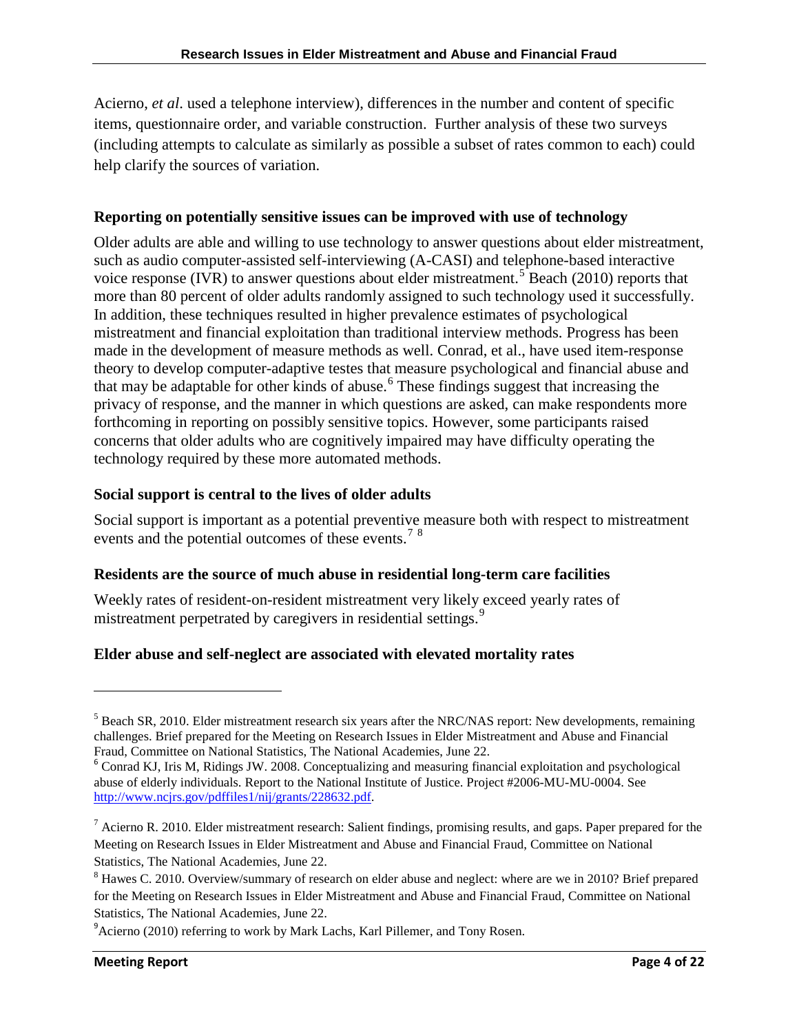Acierno, *et al*. used a telephone interview), differences in the number and content of specific items, questionnaire order, and variable construction. Further analysis of these two surveys (including attempts to calculate as similarly as possible a subset of rates common to each) could help clarify the sources of variation.

### Reporting on potentially sensitive issues can be improved with use of technology

Older adults are able and willing to use technology to answer questions about elder mistreatment, such as audio computer-assisted self-interviewing (A-CASI) and telephone-based interactive voice response (IVR) to answer questions about elder mistreatment.[5] Beach (2010) reports that more than 80 percent of older adults randomly assigned to such technology used it successfully. In addition, these techniques resulted in higher prevalence estimates of psychological mistreatment and financial exploitation than traditional interview methods. Progress has been made in the development of measure methods as well. Conrad, et al., have used item-response theory to develop computer-adaptive testes that measure psychological and financial abuse and that may be adaptable for other kinds of abuse.[6] These findings suggest that increasing the privacy of response, and the manner in which questions are asked, can make respondents more forthcoming in reporting on possibly sensitive topics. However, some participants raised concerns that older adults who are cognitively impaired may have difficulty operating the technology required by these more automated methods.

### Social support is central to the lives of older adults

Social support is important as a potential preventive measure both with respect to mistreatment events and the potential outcomes of these events.[7] [8]

### Residents are the source of much abuse in residential long-term care facilities

Weekly rates of resident-on-resident mistreatment very likely exceed yearly rates of mistreatment perpetrated by caregivers in residential settings.[9]

### Elder abuse and self-neglect are associated with elevated mortality rates

---

[5] Beach SR, 2010. Elder mistreatment research six years after the NRC/NAS report: New developments, remaining challenges. Brief prepared for the Meeting on Research Issues in Elder Mistreatment and Abuse and Financial Fraud, Committee on National Statistics, The National Academies, June 22.

[6] Conrad KJ, Iris M, Ridings JW. 2008. Conceptualizing and measuring financial exploitation and psychological abuse of elderly individuals. Report to the National Institute of Justice. Project #2006-MU-MU-0004. See http://www.ncjrs.gov/pdffiles1/nij/grants/228632.pdf.

[7] Acierno R. 2010. Elder mistreatment research: Salient findings, promising results, and gaps. Paper prepared for the Meeting on Research Issues in Elder Mistreatment and Abuse and Financial Fraud, Committee on National Statistics, The National Academies, June 22.

[8] Hawes C. 2010. Overview/summary of research on elder abuse and neglect: where are we in 2010? Brief prepared for the Meeting on Research Issues in Elder Mistreatment and Abuse and Financial Fraud, Committee on National Statistics, The National Academies, June 22.

[9] Acierno (2010) referring to work by Mark Lachs, Karl Pillemer, and Tony Rosen.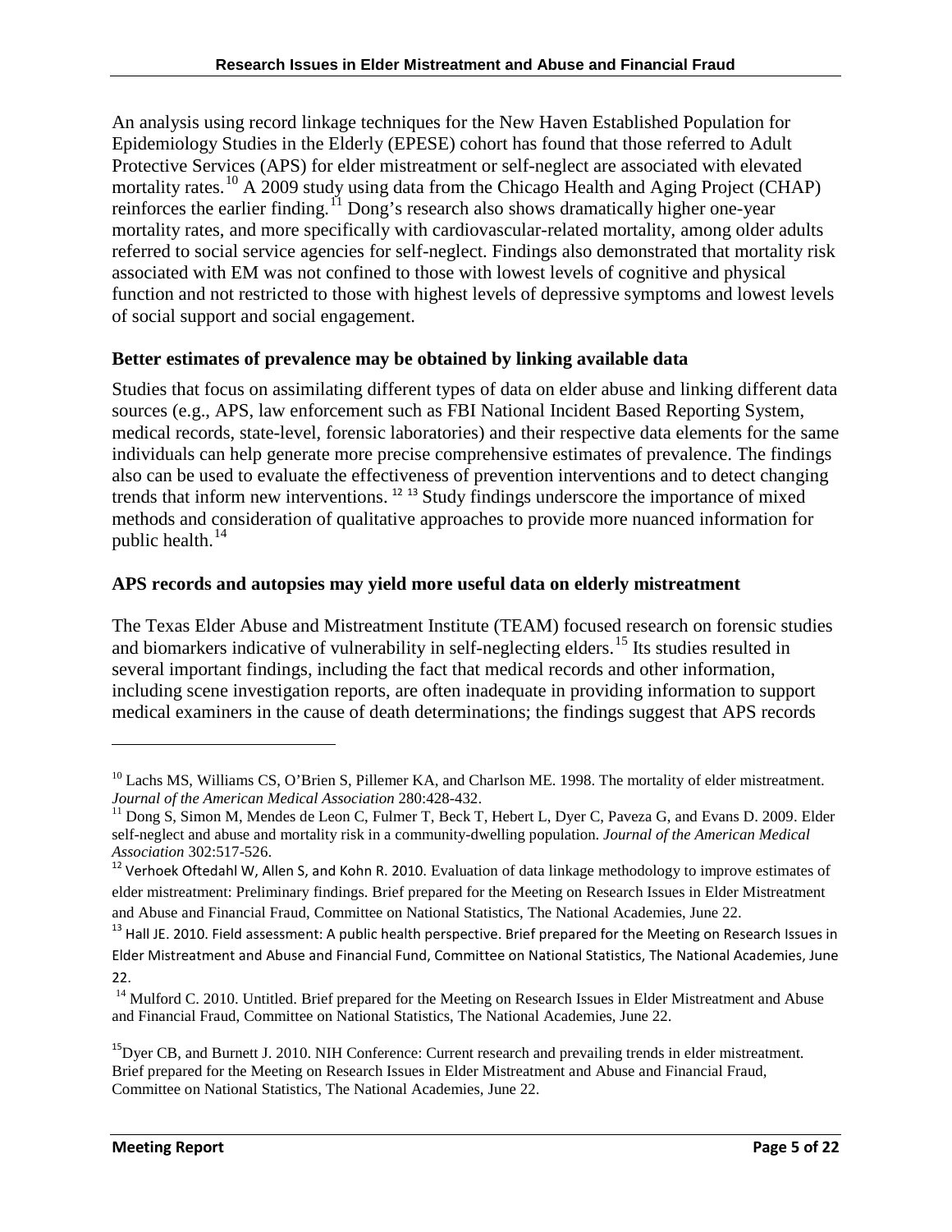An analysis using record linkage techniques for the New Haven Established Population for Epidemiology Studies in the Elderly (EPESE) cohort has found that those referred to Adult Protective Services (APS) for elder mistreatment or self-neglect are associated with elevated mortality rates.[10] A 2009 study using data from the Chicago Health and Aging Project (CHAP) reinforces the earlier finding.[11] Dong's research also shows dramatically higher one-year mortality rates, and more specifically with cardiovascular-related mortality, among older adults referred to social service agencies for self-neglect. Findings also demonstrated that mortality risk associated with EM was not confined to those with lowest levels of cognitive and physical function and not restricted to those with highest levels of depressive symptoms and lowest levels of social support and social engagement.

**Better estimates of prevalence may be obtained by linking available data**

Studies that focus on assimilating different types of data on elder abuse and linking different data sources (e.g., APS, law enforcement such as FBI National Incident Based Reporting System, medical records, state-level, forensic laboratories) and their respective data elements for the same individuals can help generate more precise comprehensive estimates of prevalence. The findings also can be used to evaluate the effectiveness of prevention interventions and to detect changing trends that inform new interventions.[12] [13] Study findings underscore the importance of mixed methods and consideration of qualitative approaches to provide more nuanced information for public health.[14]

**APS records and autopsies may yield more useful data on elderly mistreatment**

The Texas Elder Abuse and Mistreatment Institute (TEAM) focused research on forensic studies and biomarkers indicative of vulnerability in self-neglecting elders.[15] Its studies resulted in several important findings, including the fact that medical records and other information, including scene investigation reports, are often inadequate in providing information to support medical examiners in the cause of death determinations; the findings suggest that APS records

---

[10] Lachs MS, Williams CS, O'Brien S, Pillemer KA, and Charlson ME. 1998. The mortality of elder mistreatment. *Journal of the American Medical Association* 280:428-432.

[11] Dong S, Simon M, Mendes de Leon C, Fulmer T, Beck T, Hebert L, Dyer C, Paveza G, and Evans D. 2009. Elder self-neglect and abuse and mortality risk in a community-dwelling population. *Journal of the American Medical Association* 302:517-526.

[12] Verhoek Oftedahl W, Allen S, and Kohn R. 2010. Evaluation of data linkage methodology to improve estimates of elder mistreatment: Preliminary findings. Brief prepared for the Meeting on Research Issues in Elder Mistreatment and Abuse and Financial Fraud, Committee on National Statistics, The National Academies, June 22.

[13] Hall JE. 2010. Field assessment: A public health perspective. Brief prepared for the Meeting on Research Issues in Elder Mistreatment and Abuse and Financial Fund, Committee on National Statistics, The National Academies, June 22.

[14] Mulford C. 2010. Untitled. Brief prepared for the Meeting on Research Issues in Elder Mistreatment and Abuse and Financial Fraud, Committee on National Statistics, The National Academies, June 22.

[15] Dyer CB, and Burnett J. 2010. NIH Conference: Current research and prevailing trends in elder mistreatment. Brief prepared for the Meeting on Research Issues in Elder Mistreatment and Abuse and Financial Fraud, Committee on National Statistics, The National Academies, June 22.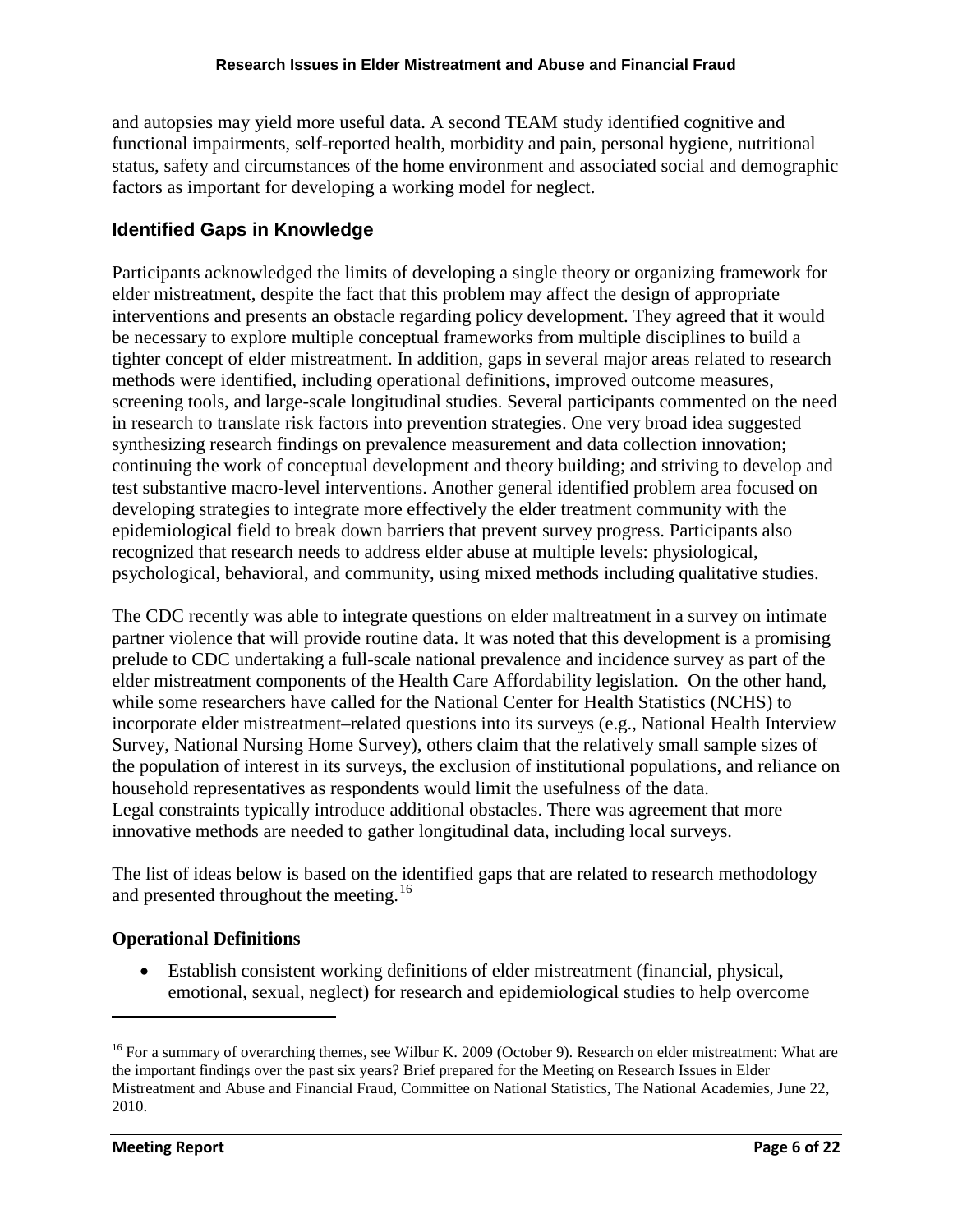and autopsies may yield more useful data. A second TEAM study identified cognitive and functional impairments, self-reported health, morbidity and pain, personal hygiene, nutritional status, safety and circumstances of the home environment and associated social and demographic factors as important for developing a working model for neglect.

## Identified Gaps in Knowledge

Participants acknowledged the limits of developing a single theory or organizing framework for elder mistreatment, despite the fact that this problem may affect the design of appropriate interventions and presents an obstacle regarding policy development. They agreed that it would be necessary to explore multiple conceptual frameworks from multiple disciplines to build a tighter concept of elder mistreatment. In addition, gaps in several major areas related to research methods were identified, including operational definitions, improved outcome measures, screening tools, and large-scale longitudinal studies. Several participants commented on the need in research to translate risk factors into prevention strategies. One very broad idea suggested synthesizing research findings on prevalence measurement and data collection innovation; continuing the work of conceptual development and theory building; and striving to develop and test substantive macro-level interventions. Another general identified problem area focused on developing strategies to integrate more effectively the elder treatment community with the epidemiological field to break down barriers that prevent survey progress. Participants also recognized that research needs to address elder abuse at multiple levels: physiological, psychological, behavioral, and community, using mixed methods including qualitative studies.

The CDC recently was able to integrate questions on elder maltreatment in a survey on intimate partner violence that will provide routine data. It was noted that this development is a promising prelude to CDC undertaking a full-scale national prevalence and incidence survey as part of the elder mistreatment components of the Health Care Affordability legislation. On the other hand, while some researchers have called for the National Center for Health Statistics (NCHS) to incorporate elder mistreatment–related questions into its surveys (e.g., National Health Interview Survey, National Nursing Home Survey), others claim that the relatively small sample sizes of the population of interest in its surveys, the exclusion of institutional populations, and reliance on household representatives as respondents would limit the usefulness of the data. Legal constraints typically introduce additional obstacles. There was agreement that more innovative methods are needed to gather longitudinal data, including local surveys.

The list of ideas below is based on the identified gaps that are related to research methodology and presented throughout the meeting.[16]

### Operational Definitions

- Establish consistent working definitions of elder mistreatment (financial, physical, emotional, sexual, neglect) for research and epidemiological studies to help overcome

[16] For a summary of overarching themes, see Wilbur K. 2009 (October 9). Research on elder mistreatment: What are the important findings over the past six years? Brief prepared for the Meeting on Research Issues in Elder Mistreatment and Abuse and Financial Fraud, Committee on National Statistics, The National Academies, June 22, 2010.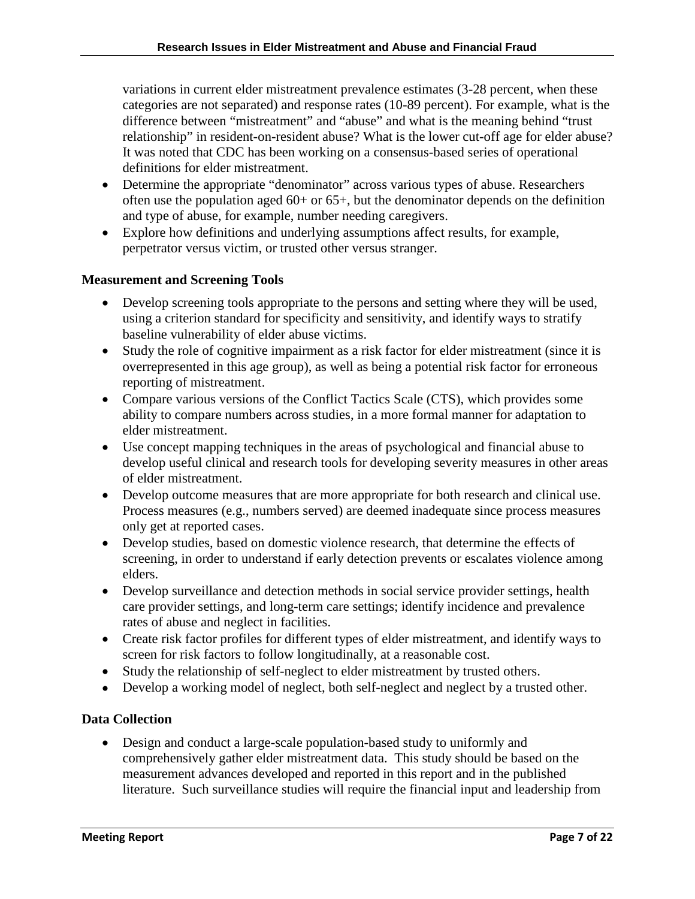variations in current elder mistreatment prevalence estimates (3-28 percent, when these categories are not separated) and response rates (10-89 percent). For example, what is the difference between "mistreatment" and "abuse" and what is the meaning behind "trust relationship" in resident-on-resident abuse? What is the lower cut-off age for elder abuse? It was noted that CDC has been working on a consensus-based series of operational definitions for elder mistreatment.

- Determine the appropriate "denominator" across various types of abuse. Researchers often use the population aged 60+ or 65+, but the denominator depends on the definition and type of abuse, for example, number needing caregivers.
- Explore how definitions and underlying assumptions affect results, for example, perpetrator versus victim, or trusted other versus stranger.

### Measurement and Screening Tools

- Develop screening tools appropriate to the persons and setting where they will be used, using a criterion standard for specificity and sensitivity, and identify ways to stratify baseline vulnerability of elder abuse victims.
- Study the role of cognitive impairment as a risk factor for elder mistreatment (since it is overrepresented in this age group), as well as being a potential risk factor for erroneous reporting of mistreatment.
- Compare various versions of the Conflict Tactics Scale (CTS), which provides some ability to compare numbers across studies, in a more formal manner for adaptation to elder mistreatment.
- Use concept mapping techniques in the areas of psychological and financial abuse to develop useful clinical and research tools for developing severity measures in other areas of elder mistreatment.
- Develop outcome measures that are more appropriate for both research and clinical use. Process measures (e.g., numbers served) are deemed inadequate since process measures only get at reported cases.
- Develop studies, based on domestic violence research, that determine the effects of screening, in order to understand if early detection prevents or escalates violence among elders.
- Develop surveillance and detection methods in social service provider settings, health care provider settings, and long-term care settings; identify incidence and prevalence rates of abuse and neglect in facilities.
- Create risk factor profiles for different types of elder mistreatment, and identify ways to screen for risk factors to follow longitudinally, at a reasonable cost.
- Study the relationship of self-neglect to elder mistreatment by trusted others.
- Develop a working model of neglect, both self-neglect and neglect by a trusted other.

### Data Collection

- Design and conduct a large-scale population-based study to uniformly and comprehensively gather elder mistreatment data. This study should be based on the measurement advances developed and reported in this report and in the published literature. Such surveillance studies will require the financial input and leadership from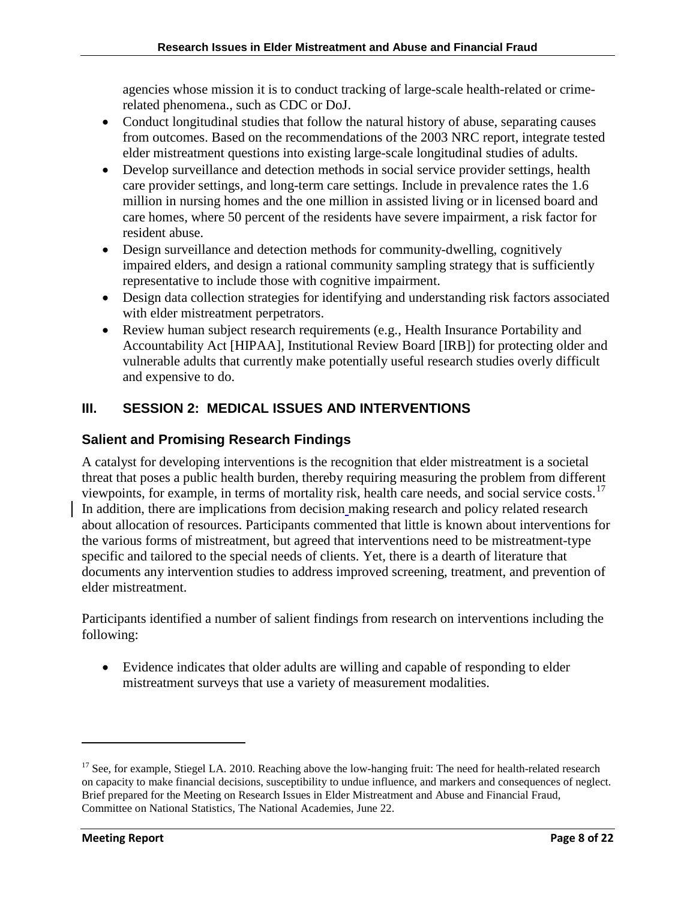agencies whose mission it is to conduct tracking of large-scale health-related or crime-related phenomena., such as CDC or DoJ.

- Conduct longitudinal studies that follow the natural history of abuse, separating causes from outcomes. Based on the recommendations of the 2003 NRC report, integrate tested elder mistreatment questions into existing large-scale longitudinal studies of adults.
- Develop surveillance and detection methods in social service provider settings, health care provider settings, and long-term care settings. Include in prevalence rates the 1.6 million in nursing homes and the one million in assisted living or in licensed board and care homes, where 50 percent of the residents have severe impairment, a risk factor for resident abuse.
- Design surveillance and detection methods for community-dwelling, cognitively impaired elders, and design a rational community sampling strategy that is sufficiently representative to include those with cognitive impairment.
- Design data collection strategies for identifying and understanding risk factors associated with elder mistreatment perpetrators.
- Review human subject research requirements (e.g., Health Insurance Portability and Accountability Act [HIPAA], Institutional Review Board [IRB]) for protecting older and vulnerable adults that currently make potentially useful research studies overly difficult and expensive to do.

## III. SESSION 2: MEDICAL ISSUES AND INTERVENTIONS

### Salient and Promising Research Findings

A catalyst for developing interventions is the recognition that elder mistreatment is a societal threat that poses a public health burden, thereby requiring measuring the problem from different viewpoints, for example, in terms of mortality risk, health care needs, and social service costs.[17] In addition, there are implications from decision making research and policy related research about allocation of resources. Participants commented that little is known about interventions for the various forms of mistreatment, but agreed that interventions need to be mistreatment-type specific and tailored to the special needs of clients. Yet, there is a dearth of literature that documents any intervention studies to address improved screening, treatment, and prevention of elder mistreatment.

Participants identified a number of salient findings from research on interventions including the following:

- Evidence indicates that older adults are willing and capable of responding to elder mistreatment surveys that use a variety of measurement modalities.

[17] See, for example, Stiegel LA. 2010. Reaching above the low-hanging fruit: The need for health-related research on capacity to make financial decisions, susceptibility to undue influence, and markers and consequences of neglect. Brief prepared for the Meeting on Research Issues in Elder Mistreatment and Abuse and Financial Fraud, Committee on National Statistics, The National Academies, June 22.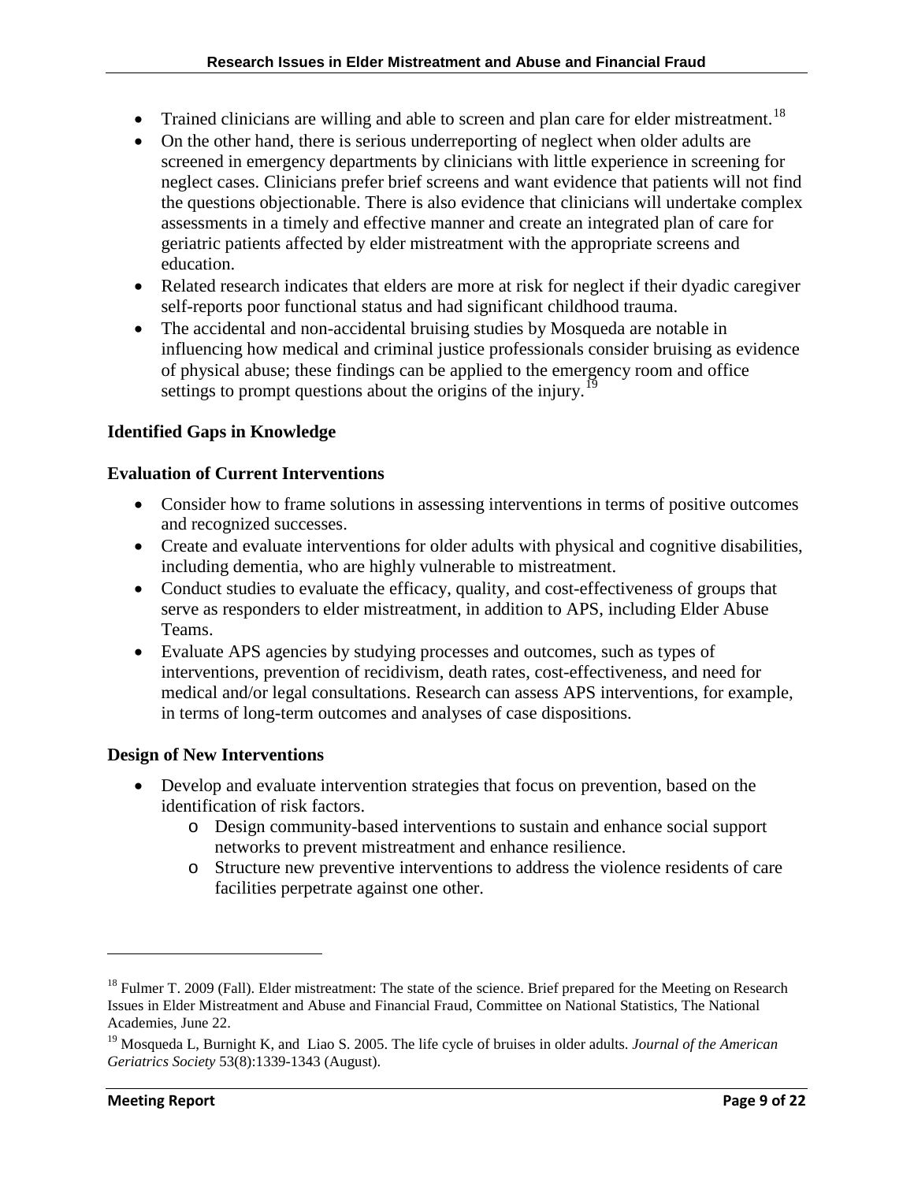- Trained clinicians are willing and able to screen and plan care for elder mistreatment.[18]
- On the other hand, there is serious underreporting of neglect when older adults are screened in emergency departments by clinicians with little experience in screening for neglect cases. Clinicians prefer brief screens and want evidence that patients will not find the questions objectionable. There is also evidence that clinicians will undertake complex assessments in a timely and effective manner and create an integrated plan of care for geriatric patients affected by elder mistreatment with the appropriate screens and education.
- Related research indicates that elders are more at risk for neglect if their dyadic caregiver self-reports poor functional status and had significant childhood trauma.
- The accidental and non-accidental bruising studies by Mosqueda are notable in influencing how medical and criminal justice professionals consider bruising as evidence of physical abuse; these findings can be applied to the emergency room and office settings to prompt questions about the origins of the injury.[19]

### Identified Gaps in Knowledge

### Evaluation of Current Interventions

- Consider how to frame solutions in assessing interventions in terms of positive outcomes and recognized successes.
- Create and evaluate interventions for older adults with physical and cognitive disabilities, including dementia, who are highly vulnerable to mistreatment.
- Conduct studies to evaluate the efficacy, quality, and cost-effectiveness of groups that serve as responders to elder mistreatment, in addition to APS, including Elder Abuse Teams.
- Evaluate APS agencies by studying processes and outcomes, such as types of interventions, prevention of recidivism, death rates, cost-effectiveness, and need for medical and/or legal consultations. Research can assess APS interventions, for example, in terms of long-term outcomes and analyses of case dispositions.

### Design of New Interventions

- Develop and evaluate intervention strategies that focus on prevention, based on the identification of risk factors.
  - Design community-based interventions to sustain and enhance social support networks to prevent mistreatment and enhance resilience.
  - Structure new preventive interventions to address the violence residents of care facilities perpetrate against one other.

---

[18] Fulmer T. 2009 (Fall). Elder mistreatment: The state of the science. Brief prepared for the Meeting on Research Issues in Elder Mistreatment and Abuse and Financial Fraud, Committee on National Statistics, The National Academies, June 22.

[19] Mosqueda L, Burnight K, and Liao S. 2005. The life cycle of bruises in older adults. *Journal of the American Geriatrics Society* 53(8):1339-1343 (August).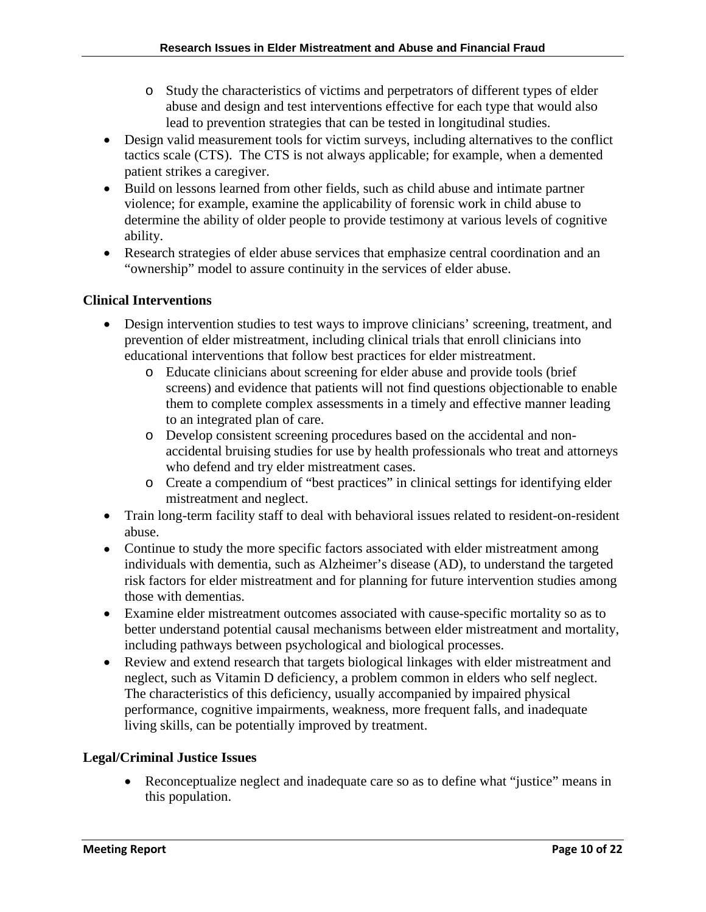- Study the characteristics of victims and perpetrators of different types of elder abuse and design and test interventions effective for each type that would also lead to prevention strategies that can be tested in longitudinal studies.
- Design valid measurement tools for victim surveys, including alternatives to the conflict tactics scale (CTS). The CTS is not always applicable; for example, when a demented patient strikes a caregiver.
- Build on lessons learned from other fields, such as child abuse and intimate partner violence; for example, examine the applicability of forensic work in child abuse to determine the ability of older people to provide testimony at various levels of cognitive ability.
- Research strategies of elder abuse services that emphasize central coordination and an "ownership" model to assure continuity in the services of elder abuse.

### Clinical Interventions

- Design intervention studies to test ways to improve clinicians' screening, treatment, and prevention of elder mistreatment, including clinical trials that enroll clinicians into educational interventions that follow best practices for elder mistreatment.
  - Educate clinicians about screening for elder abuse and provide tools (brief screens) and evidence that patients will not find questions objectionable to enable them to complete complex assessments in a timely and effective manner leading to an integrated plan of care.
  - Develop consistent screening procedures based on the accidental and non-accidental bruising studies for use by health professionals who treat and attorneys who defend and try elder mistreatment cases.
  - Create a compendium of "best practices" in clinical settings for identifying elder mistreatment and neglect.
- Train long-term facility staff to deal with behavioral issues related to resident-on-resident abuse.
- Continue to study the more specific factors associated with elder mistreatment among individuals with dementia, such as Alzheimer's disease (AD), to understand the targeted risk factors for elder mistreatment and for planning for future intervention studies among those with dementias.
- Examine elder mistreatment outcomes associated with cause-specific mortality so as to better understand potential causal mechanisms between elder mistreatment and mortality, including pathways between psychological and biological processes.
- Review and extend research that targets biological linkages with elder mistreatment and neglect, such as Vitamin D deficiency, a problem common in elders who self neglect. The characteristics of this deficiency, usually accompanied by impaired physical performance, cognitive impairments, weakness, more frequent falls, and inadequate living skills, can be potentially improved by treatment.

### Legal/Criminal Justice Issues

- Reconceptualize neglect and inadequate care so as to define what "justice" means in this population.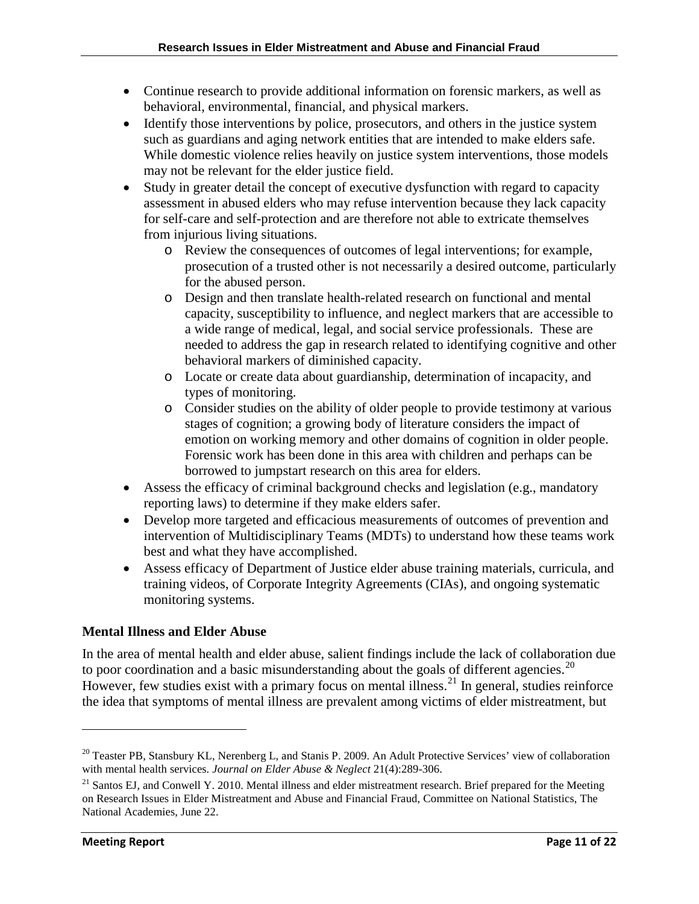- Continue research to provide additional information on forensic markers, as well as behavioral, environmental, financial, and physical markers.
- Identify those interventions by police, prosecutors, and others in the justice system such as guardians and aging network entities that are intended to make elders safe. While domestic violence relies heavily on justice system interventions, those models may not be relevant for the elder justice field.
- Study in greater detail the concept of executive dysfunction with regard to capacity assessment in abused elders who may refuse intervention because they lack capacity for self-care and self-protection and are therefore not able to extricate themselves from injurious living situations.
    - Review the consequences of outcomes of legal interventions; for example, prosecution of a trusted other is not necessarily a desired outcome, particularly for the abused person.
    - Design and then translate health-related research on functional and mental capacity, susceptibility to influence, and neglect markers that are accessible to a wide range of medical, legal, and social service professionals. These are needed to address the gap in research related to identifying cognitive and other behavioral markers of diminished capacity.
    - Locate or create data about guardianship, determination of incapacity, and types of monitoring.
    - Consider studies on the ability of older people to provide testimony at various stages of cognition; a growing body of literature considers the impact of emotion on working memory and other domains of cognition in older people. Forensic work has been done in this area with children and perhaps can be borrowed to jumpstart research on this area for elders.
- Assess the efficacy of criminal background checks and legislation (e.g., mandatory reporting laws) to determine if they make elders safer.
- Develop more targeted and efficacious measurements of outcomes of prevention and intervention of Multidisciplinary Teams (MDTs) to understand how these teams work best and what they have accomplished.
- Assess efficacy of Department of Justice elder abuse training materials, curricula, and training videos, of Corporate Integrity Agreements (CIAs), and ongoing systematic monitoring systems.

### Mental Illness and Elder Abuse

In the area of mental health and elder abuse, salient findings include the lack of collaboration due to poor coordination and a basic misunderstanding about the goals of different agencies.[20] However, few studies exist with a primary focus on mental illness.[21] In general, studies reinforce the idea that symptoms of mental illness are prevalent among victims of elder mistreatment, but

---

[20] Teaster PB, Stansbury KL, Nerenberg L, and Stanis P. 2009. An Adult Protective Services' view of collaboration with mental health services. *Journal on Elder Abuse & Neglect* 21(4):289-306.

[21] Santos EJ, and Conwell Y. 2010. Mental illness and elder mistreatment research. Brief prepared for the Meeting on Research Issues in Elder Mistreatment and Abuse and Financial Fraud, Committee on National Statistics, The National Academies, June 22.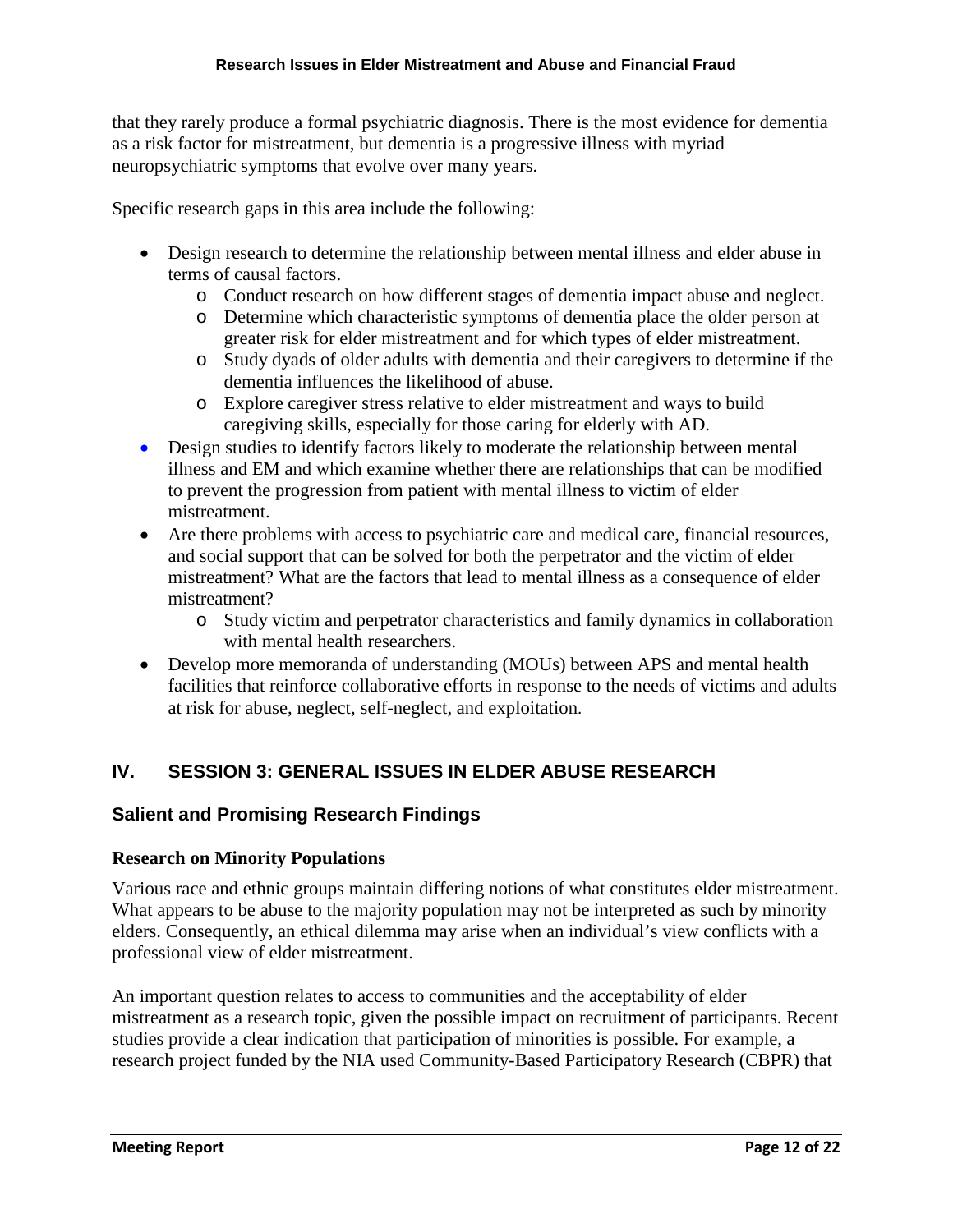that they rarely produce a formal psychiatric diagnosis. There is the most evidence for dementia as a risk factor for mistreatment, but dementia is a progressive illness with myriad neuropsychiatric symptoms that evolve over many years.

Specific research gaps in this area include the following:

- Design research to determine the relationship between mental illness and elder abuse in terms of causal factors.
  - Conduct research on how different stages of dementia impact abuse and neglect.
  - Determine which characteristic symptoms of dementia place the older person at greater risk for elder mistreatment and for which types of elder mistreatment.
  - Study dyads of older adults with dementia and their caregivers to determine if the dementia influences the likelihood of abuse.
  - Explore caregiver stress relative to elder mistreatment and ways to build caregiving skills, especially for those caring for elderly with AD.
- Design studies to identify factors likely to moderate the relationship between mental illness and EM and which examine whether there are relationships that can be modified to prevent the progression from patient with mental illness to victim of elder mistreatment.
- Are there problems with access to psychiatric care and medical care, financial resources, and social support that can be solved for both the perpetrator and the victim of elder mistreatment? What are the factors that lead to mental illness as a consequence of elder mistreatment?
  - Study victim and perpetrator characteristics and family dynamics in collaboration with mental health researchers.
- Develop more memoranda of understanding (MOUs) between APS and mental health facilities that reinforce collaborative efforts in response to the needs of victims and adults at risk for abuse, neglect, self-neglect, and exploitation.

## IV. SESSION 3: GENERAL ISSUES IN ELDER ABUSE RESEARCH

### Salient and Promising Research Findings

#### Research on Minority Populations

Various race and ethnic groups maintain differing notions of what constitutes elder mistreatment. What appears to be abuse to the majority population may not be interpreted as such by minority elders. Consequently, an ethical dilemma may arise when an individual's view conflicts with a professional view of elder mistreatment.

An important question relates to access to communities and the acceptability of elder mistreatment as a research topic, given the possible impact on recruitment of participants. Recent studies provide a clear indication that participation of minorities is possible. For example, a research project funded by the NIA used Community-Based Participatory Research (CBPR) that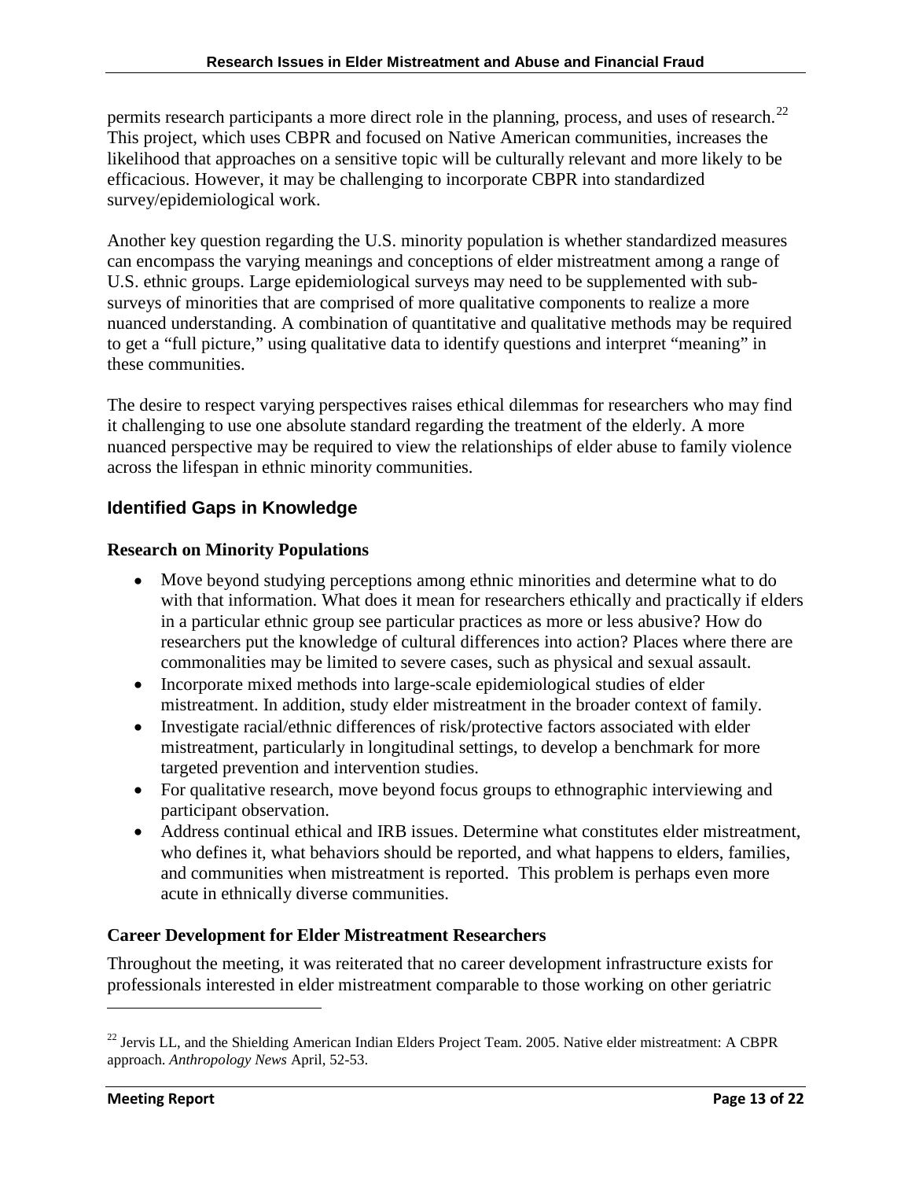permits research participants a more direct role in the planning, process, and uses of research.[22] This project, which uses CBPR and focused on Native American communities, increases the likelihood that approaches on a sensitive topic will be culturally relevant and more likely to be efficacious. However, it may be challenging to incorporate CBPR into standardized survey/epidemiological work.

Another key question regarding the U.S. minority population is whether standardized measures can encompass the varying meanings and conceptions of elder mistreatment among a range of U.S. ethnic groups. Large epidemiological surveys may need to be supplemented with sub-surveys of minorities that are comprised of more qualitative components to realize a more nuanced understanding. A combination of quantitative and qualitative methods may be required to get a "full picture," using qualitative data to identify questions and interpret "meaning" in these communities.

The desire to respect varying perspectives raises ethical dilemmas for researchers who may find it challenging to use one absolute standard regarding the treatment of the elderly. A more nuanced perspective may be required to view the relationships of elder abuse to family violence across the lifespan in ethnic minority communities.

## Identified Gaps in Knowledge

### Research on Minority Populations

- Move beyond studying perceptions among ethnic minorities and determine what to do with that information. What does it mean for researchers ethically and practically if elders in a particular ethnic group see particular practices as more or less abusive? How do researchers put the knowledge of cultural differences into action? Places where there are commonalities may be limited to severe cases, such as physical and sexual assault.
- Incorporate mixed methods into large-scale epidemiological studies of elder mistreatment. In addition, study elder mistreatment in the broader context of family.
- Investigate racial/ethnic differences of risk/protective factors associated with elder mistreatment, particularly in longitudinal settings, to develop a benchmark for more targeted prevention and intervention studies.
- For qualitative research, move beyond focus groups to ethnographic interviewing and participant observation.
- Address continual ethical and IRB issues. Determine what constitutes elder mistreatment, who defines it, what behaviors should be reported, and what happens to elders, families, and communities when mistreatment is reported. This problem is perhaps even more acute in ethnically diverse communities.

### Career Development for Elder Mistreatment Researchers

Throughout the meeting, it was reiterated that no career development infrastructure exists for professionals interested in elder mistreatment comparable to those working on other geriatric

---

[22] Jervis LL, and the Shielding American Indian Elders Project Team. 2005. Native elder mistreatment: A CBPR approach. *Anthropology News* April, 52-53.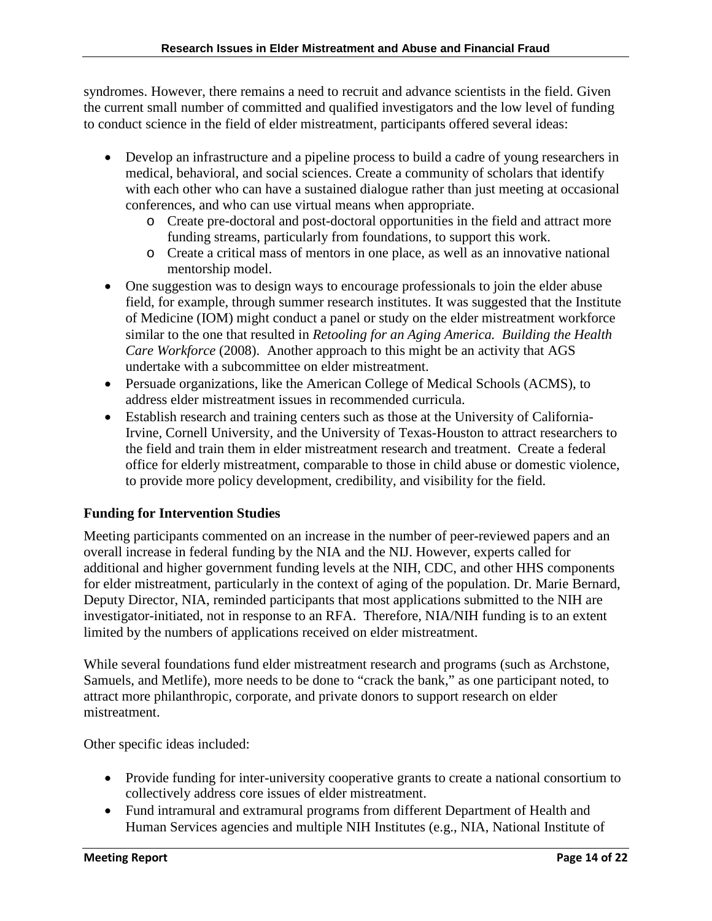syndromes. However, there remains a need to recruit and advance scientists in the field. Given the current small number of committed and qualified investigators and the low level of funding to conduct science in the field of elder mistreatment, participants offered several ideas:

- Develop an infrastructure and a pipeline process to build a cadre of young researchers in medical, behavioral, and social sciences. Create a community of scholars that identify with each other who can have a sustained dialogue rather than just meeting at occasional conferences, and who can use virtual means when appropriate.
  - Create pre-doctoral and post-doctoral opportunities in the field and attract more funding streams, particularly from foundations, to support this work.
  - Create a critical mass of mentors in one place, as well as an innovative national mentorship model.
- One suggestion was to design ways to encourage professionals to join the elder abuse field, for example, through summer research institutes. It was suggested that the Institute of Medicine (IOM) might conduct a panel or study on the elder mistreatment workforce similar to the one that resulted in *Retooling for an Aging America. Building the Health Care Workforce* (2008). Another approach to this might be an activity that AGS undertake with a subcommittee on elder mistreatment.
- Persuade organizations, like the American College of Medical Schools (ACMS), to address elder mistreatment issues in recommended curricula.
- Establish research and training centers such as those at the University of California-Irvine, Cornell University, and the University of Texas-Houston to attract researchers to the field and train them in elder mistreatment research and treatment. Create a federal office for elderly mistreatment, comparable to those in child abuse or domestic violence, to provide more policy development, credibility, and visibility for the field.

### Funding for Intervention Studies

Meeting participants commented on an increase in the number of peer-reviewed papers and an overall increase in federal funding by the NIA and the NIJ. However, experts called for additional and higher government funding levels at the NIH, CDC, and other HHS components for elder mistreatment, particularly in the context of aging of the population. Dr. Marie Bernard, Deputy Director, NIA, reminded participants that most applications submitted to the NIH are investigator-initiated, not in response to an RFA. Therefore, NIA/NIH funding is to an extent limited by the numbers of applications received on elder mistreatment.

While several foundations fund elder mistreatment research and programs (such as Archstone, Samuels, and Metlife), more needs to be done to "crack the bank," as one participant noted, to attract more philanthropic, corporate, and private donors to support research on elder mistreatment.

Other specific ideas included:

- Provide funding for inter-university cooperative grants to create a national consortium to collectively address core issues of elder mistreatment.
- Fund intramural and extramural programs from different Department of Health and Human Services agencies and multiple NIH Institutes (e.g., NIA, National Institute of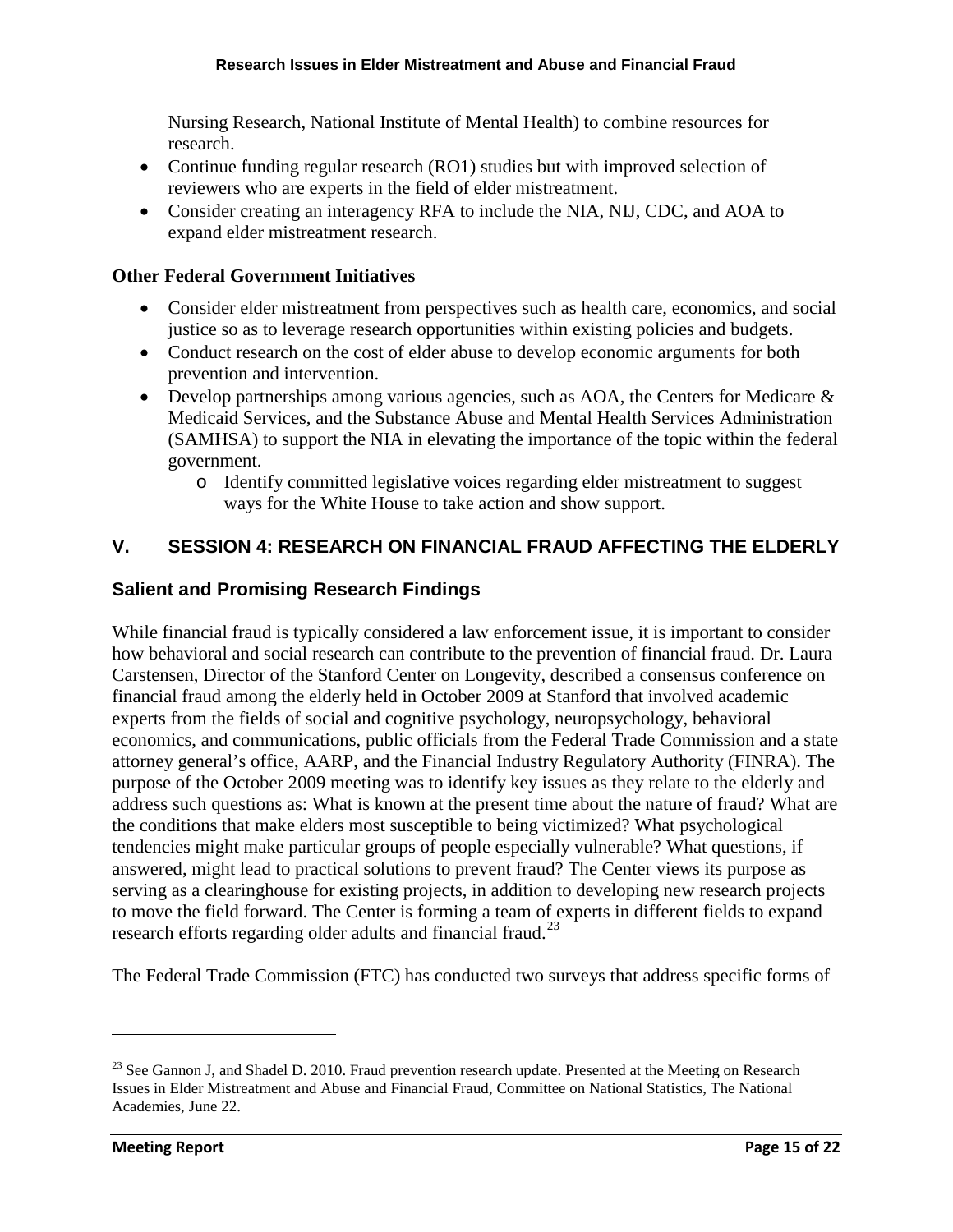Nursing Research, National Institute of Mental Health) to combine resources for research.

- Continue funding regular research (RO1) studies but with improved selection of reviewers who are experts in the field of elder mistreatment.
- Consider creating an interagency RFA to include the NIA, NIJ, CDC, and AOA to expand elder mistreatment research.

**Other Federal Government Initiatives**

- Consider elder mistreatment from perspectives such as health care, economics, and social justice so as to leverage research opportunities within existing policies and budgets.
- Conduct research on the cost of elder abuse to develop economic arguments for both prevention and intervention.
- Develop partnerships among various agencies, such as AOA, the Centers for Medicare & Medicaid Services, and the Substance Abuse and Mental Health Services Administration (SAMHSA) to support the NIA in elevating the importance of the topic within the federal government.
    - Identify committed legislative voices regarding elder mistreatment to suggest ways for the White House to take action and show support.

## V. SESSION 4: RESEARCH ON FINANCIAL FRAUD AFFECTING THE ELDERLY

### Salient and Promising Research Findings

While financial fraud is typically considered a law enforcement issue, it is important to consider how behavioral and social research can contribute to the prevention of financial fraud. Dr. Laura Carstensen, Director of the Stanford Center on Longevity, described a consensus conference on financial fraud among the elderly held in October 2009 at Stanford that involved academic experts from the fields of social and cognitive psychology, neuropsychology, behavioral economics, and communications, public officials from the Federal Trade Commission and a state attorney general's office, AARP, and the Financial Industry Regulatory Authority (FINRA). The purpose of the October 2009 meeting was to identify key issues as they relate to the elderly and address such questions as: What is known at the present time about the nature of fraud? What are the conditions that make elders most susceptible to being victimized? What psychological tendencies might make particular groups of people especially vulnerable? What questions, if answered, might lead to practical solutions to prevent fraud? The Center views its purpose as serving as a clearinghouse for existing projects, in addition to developing new research projects to move the field forward. The Center is forming a team of experts in different fields to expand research efforts regarding older adults and financial fraud.[23]

The Federal Trade Commission (FTC) has conducted two surveys that address specific forms of

---

[23] See Gannon J, and Shadel D. 2010. Fraud prevention research update. Presented at the Meeting on Research Issues in Elder Mistreatment and Abuse and Financial Fraud, Committee on National Statistics, The National Academies, June 22.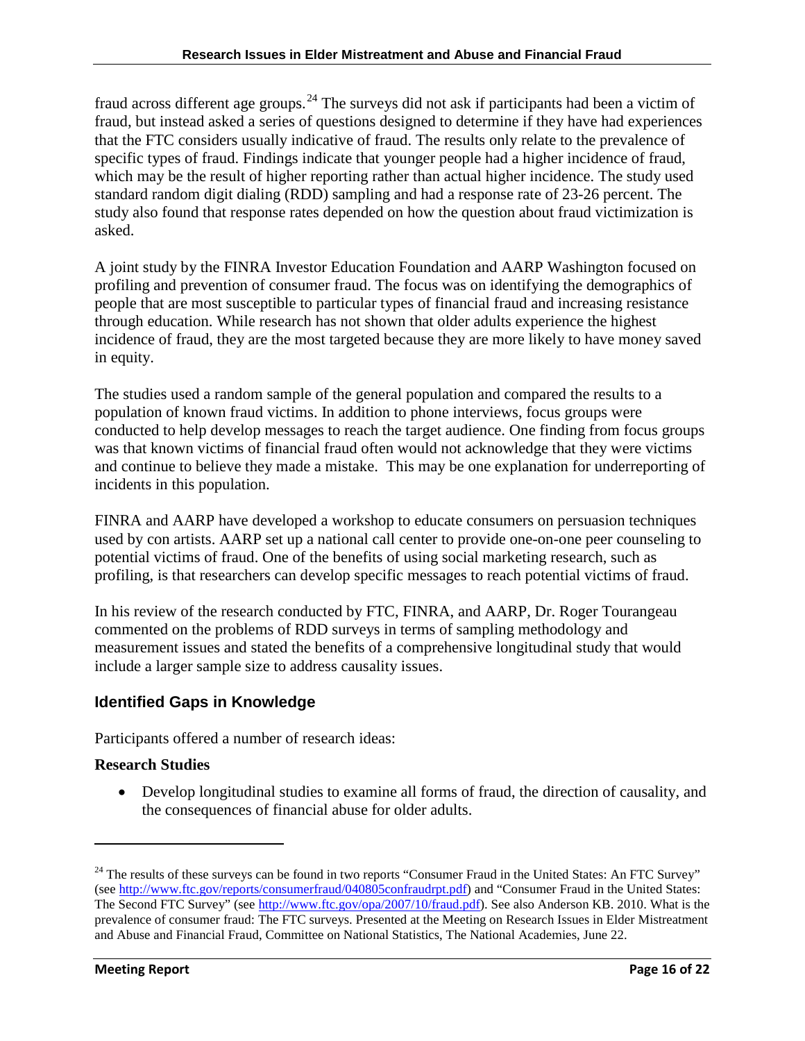fraud across different age groups.[24] The surveys did not ask if participants had been a victim of fraud, but instead asked a series of questions designed to determine if they have had experiences that the FTC considers usually indicative of fraud. The results only relate to the prevalence of specific types of fraud. Findings indicate that younger people had a higher incidence of fraud, which may be the result of higher reporting rather than actual higher incidence. The study used standard random digit dialing (RDD) sampling and had a response rate of 23-26 percent. The study also found that response rates depended on how the question about fraud victimization is asked.

A joint study by the FINRA Investor Education Foundation and AARP Washington focused on profiling and prevention of consumer fraud. The focus was on identifying the demographics of people that are most susceptible to particular types of financial fraud and increasing resistance through education. While research has not shown that older adults experience the highest incidence of fraud, they are the most targeted because they are more likely to have money saved in equity.

The studies used a random sample of the general population and compared the results to a population of known fraud victims. In addition to phone interviews, focus groups were conducted to help develop messages to reach the target audience. One finding from focus groups was that known victims of financial fraud often would not acknowledge that they were victims and continue to believe they made a mistake. This may be one explanation for underreporting of incidents in this population.

FINRA and AARP have developed a workshop to educate consumers on persuasion techniques used by con artists. AARP set up a national call center to provide one-on-one peer counseling to potential victims of fraud. One of the benefits of using social marketing research, such as profiling, is that researchers can develop specific messages to reach potential victims of fraud.

In his review of the research conducted by FTC, FINRA, and AARP, Dr. Roger Tourangeau commented on the problems of RDD surveys in terms of sampling methodology and measurement issues and stated the benefits of a comprehensive longitudinal study that would include a larger sample size to address causality issues.

## Identified Gaps in Knowledge

Participants offered a number of research ideas:

**Research Studies**

- Develop longitudinal studies to examine all forms of fraud, the direction of causality, and the consequences of financial abuse for older adults.

---

[24] The results of these surveys can be found in two reports "Consumer Fraud in the United States: An FTC Survey" (see http://www.ftc.gov/reports/consumerfraud/040805confraudrpt.pdf) and "Consumer Fraud in the United States: The Second FTC Survey" (see http://www.ftc.gov/opa/2007/10/fraud.pdf). See also Anderson KB. 2010. What is the prevalence of consumer fraud: The FTC surveys. Presented at the Meeting on Research Issues in Elder Mistreatment and Abuse and Financial Fraud, Committee on National Statistics, The National Academies, June 22.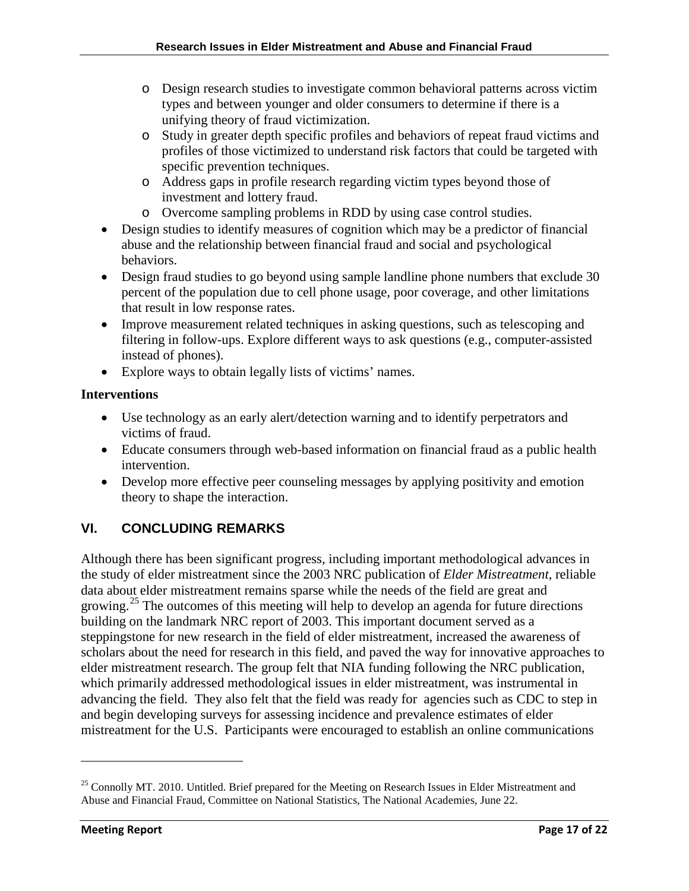- Design research studies to investigate common behavioral patterns across victim types and between younger and older consumers to determine if there is a unifying theory of fraud victimization.
  - Study in greater depth specific profiles and behaviors of repeat fraud victims and profiles of those victimized to understand risk factors that could be targeted with specific prevention techniques.
  - Address gaps in profile research regarding victim types beyond those of investment and lottery fraud.
  - Overcome sampling problems in RDD by using case control studies.
- Design studies to identify measures of cognition which may be a predictor of financial abuse and the relationship between financial fraud and social and psychological behaviors.
- Design fraud studies to go beyond using sample landline phone numbers that exclude 30 percent of the population due to cell phone usage, poor coverage, and other limitations that result in low response rates.
- Improve measurement related techniques in asking questions, such as telescoping and filtering in follow-ups. Explore different ways to ask questions (e.g., computer-assisted instead of phones).
- Explore ways to obtain legally lists of victims' names.

**Interventions**

- Use technology as an early alert/detection warning and to identify perpetrators and victims of fraud.
- Educate consumers through web-based information on financial fraud as a public health intervention.
- Develop more effective peer counseling messages by applying positivity and emotion theory to shape the interaction.

## VI. CONCLUDING REMARKS

Although there has been significant progress, including important methodological advances in the study of elder mistreatment since the 2003 NRC publication of *Elder Mistreatment*, reliable data about elder mistreatment remains sparse while the needs of the field are great and growing.[25] The outcomes of this meeting will help to develop an agenda for future directions building on the landmark NRC report of 2003. This important document served as a steppingstone for new research in the field of elder mistreatment, increased the awareness of scholars about the need for research in this field, and paved the way for innovative approaches to elder mistreatment research. The group felt that NIA funding following the NRC publication, which primarily addressed methodological issues in elder mistreatment, was instrumental in advancing the field. They also felt that the field was ready for agencies such as CDC to step in and begin developing surveys for assessing incidence and prevalence estimates of elder mistreatment for the U.S. Participants were encouraged to establish an online communications

[25] Connolly MT. 2010. Untitled. Brief prepared for the Meeting on Research Issues in Elder Mistreatment and Abuse and Financial Fraud, Committee on National Statistics, The National Academies, June 22.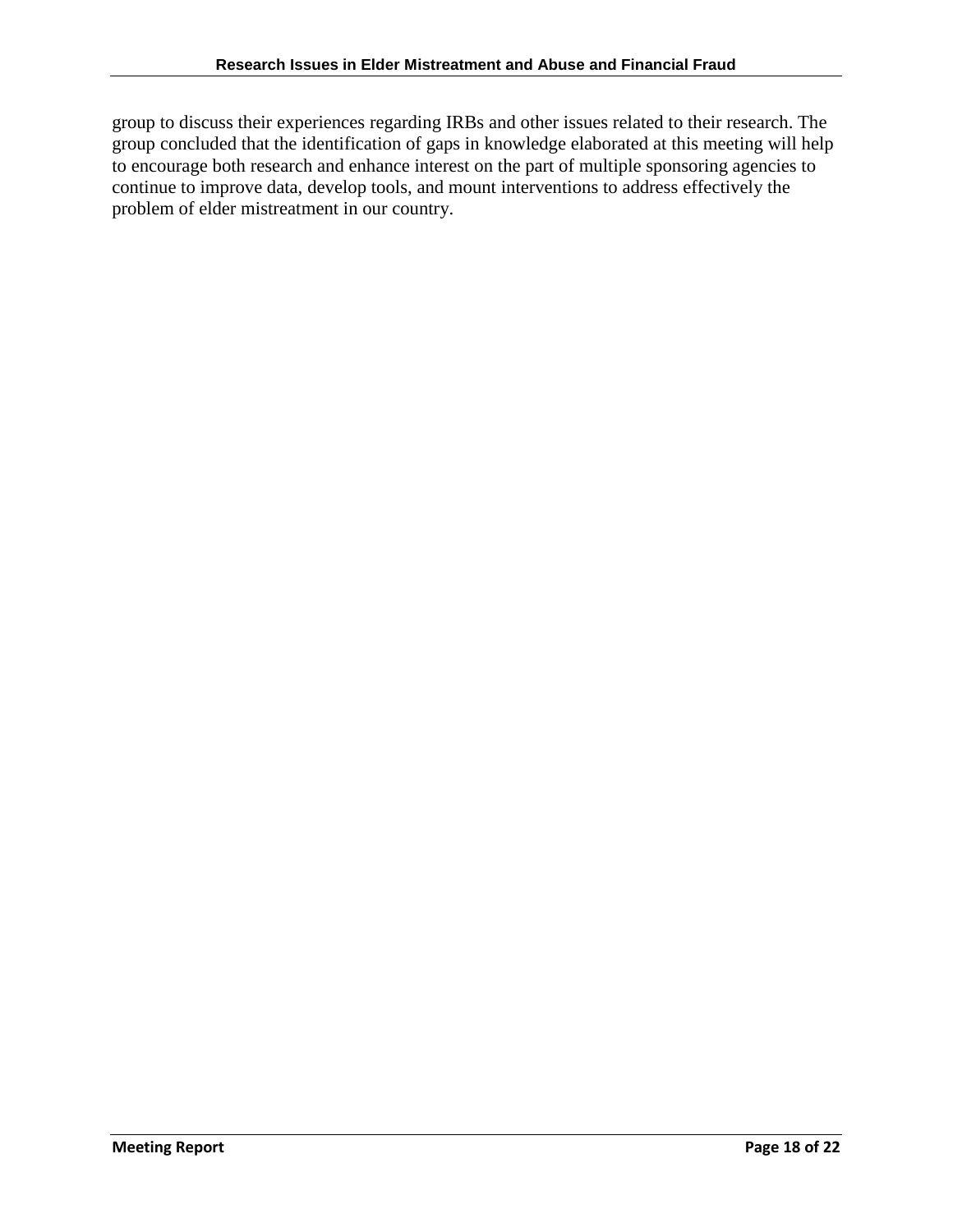group to discuss their experiences regarding IRBs and other issues related to their research. The group concluded that the identification of gaps in knowledge elaborated at this meeting will help to encourage both research and enhance interest on the part of multiple sponsoring agencies to continue to improve data, develop tools, and mount interventions to address effectively the problem of elder mistreatment in our country.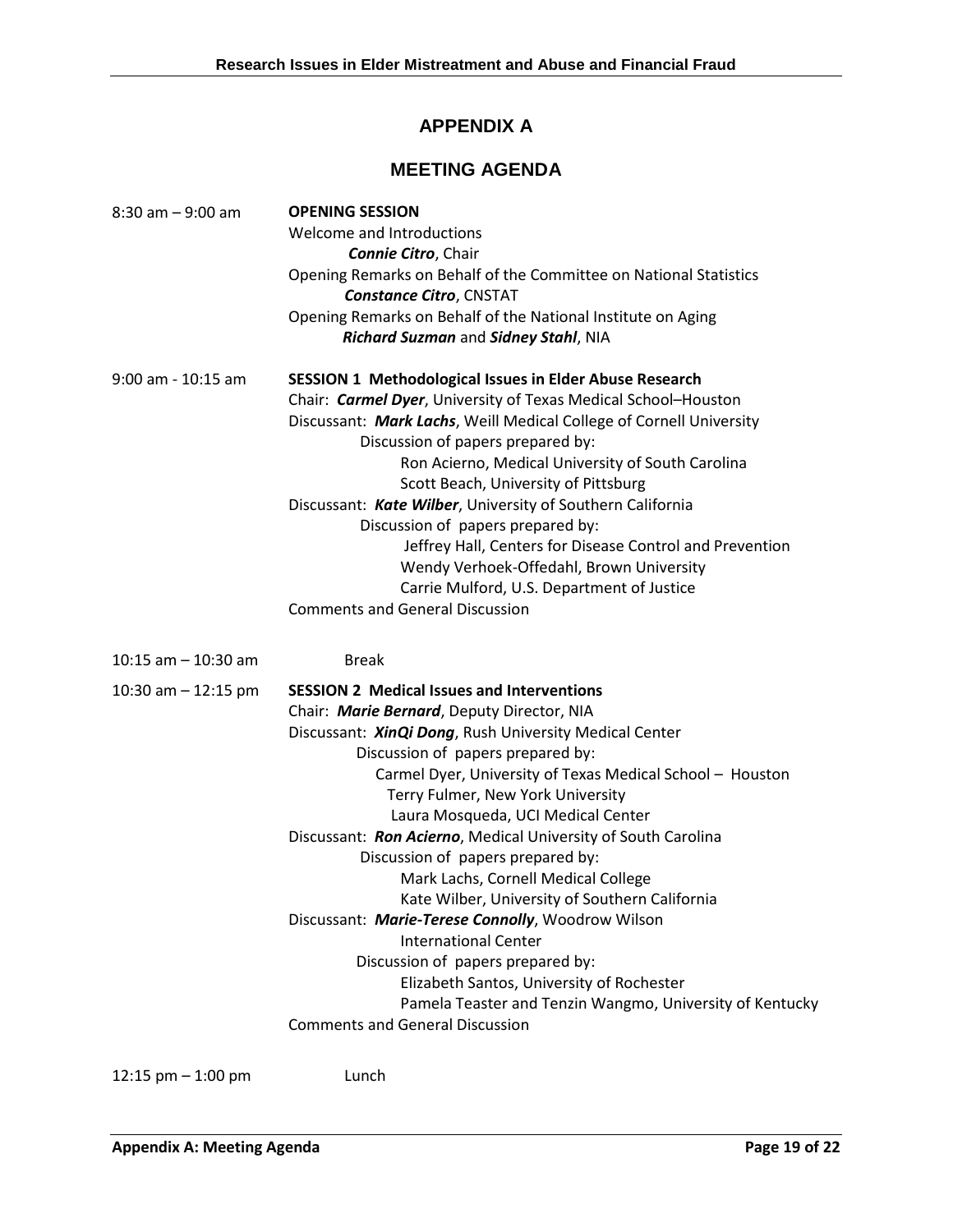# APPENDIX A

## MEETING AGENDA

| | |
|---|---|
| 8:30 am – 9:00 am | **OPENING SESSION** |
| | Welcome and Introductions |
| | ***Connie Citro***, Chair |
| | Opening Remarks on Behalf of the Committee on National Statistics |
| | ***Constance Citro***, CNSTAT |
| | Opening Remarks on Behalf of the National Institute on Aging |
| | ***Richard Suzman*** and ***Sidney Stahl***, NIA |
| 9:00 am - 10:15 am | **SESSION 1 Methodological Issues in Elder Abuse Research** |
| | Chair: ***Carmel Dyer***, University of Texas Medical School–Houston |
| | Discussant: ***Mark Lachs***, Weill Medical College of Cornell University |
| | Discussion of papers prepared by: |
| | Ron Acierno, Medical University of South Carolina |
| | Scott Beach, University of Pittsburg |
| | Discussant: ***Kate Wilber***, University of Southern California |
| | Discussion of papers prepared by: |
| | Jeffrey Hall, Centers for Disease Control and Prevention |
| | Wendy Verhoek-Offedahl, Brown University |
| | Carrie Mulford, U.S. Department of Justice |
| | Comments and General Discussion |
| 10:15 am – 10:30 am | Break |
| 10:30 am – 12:15 pm | **SESSION 2 Medical Issues and Interventions** |
| | Chair: ***Marie Bernard***, Deputy Director, NIA |
| | Discussant: ***XinQi Dong***, Rush University Medical Center |
| | Discussion of papers prepared by: |
| | Carmel Dyer, University of Texas Medical School – Houston |
| | Terry Fulmer, New York University |
| | Laura Mosqueda, UCI Medical Center |
| | Discussant: ***Ron Acierno***, Medical University of South Carolina |
| | Discussion of papers prepared by: |
| | Mark Lachs, Cornell Medical College |
| | Kate Wilber, University of Southern California |
| | Discussant: ***Marie-Terese Connolly***, Woodrow Wilson International Center |
| | Discussion of papers prepared by: |
| | Elizabeth Santos, University of Rochester |
| | Pamela Teaster and Tenzin Wangmo, University of Kentucky |
| | Comments and General Discussion |
| 12:15 pm – 1:00 pm | Lunch |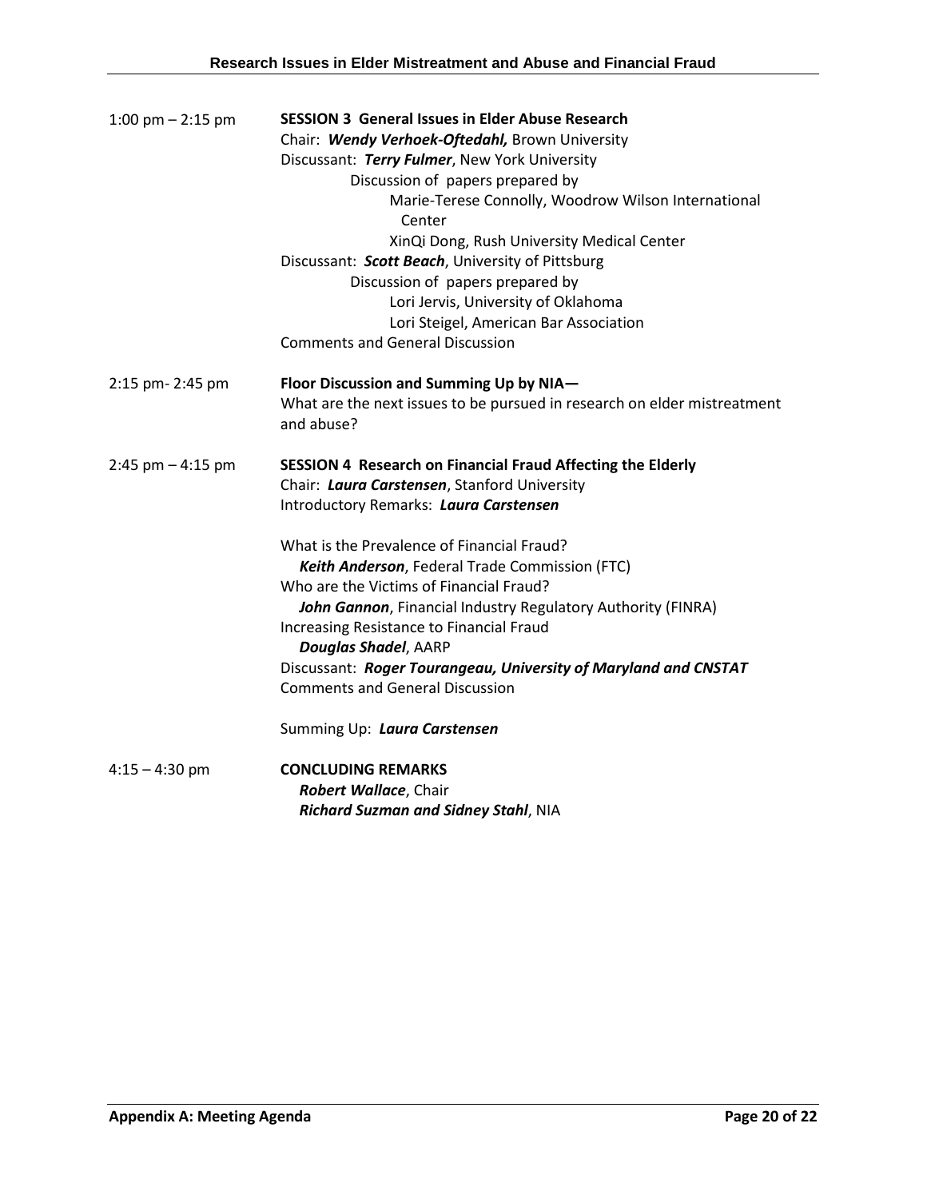| | |
|---|---|
| 1:00 pm – 2:15 pm | **SESSION 3 General Issues in Elder Abuse Research**<br>Chair: ***Wendy Verhoek-Oftedahl,*** Brown University<br>Discussant: ***Terry Fulmer***, New York University<br>Discussion of papers prepared by<br>Marie-Terese Connolly, Woodrow Wilson International Center<br>XinQi Dong, Rush University Medical Center<br>Discussant: ***Scott Beach***, University of Pittsburg<br>Discussion of papers prepared by<br>Lori Jervis, University of Oklahoma<br>Lori Steigel, American Bar Association<br>Comments and General Discussion |
| 2:15 pm- 2:45 pm | **Floor Discussion and Summing Up by NIA—**<br>What are the next issues to be pursued in research on elder mistreatment and abuse? |
| 2:45 pm – 4:15 pm | **SESSION 4 Research on Financial Fraud Affecting the Elderly**<br>Chair: ***Laura Carstensen***, Stanford University<br>Introductory Remarks: ***Laura Carstensen***<br><br>What is the Prevalence of Financial Fraud?<br>***Keith Anderson***, Federal Trade Commission (FTC)<br>Who are the Victims of Financial Fraud?<br>***John Gannon***, Financial Industry Regulatory Authority (FINRA)<br>Increasing Resistance to Financial Fraud<br>***Douglas Shadel***, AARP<br>Discussant: ***Roger Tourangeau, University of Maryland and CNSTAT***<br>Comments and General Discussion<br><br>Summing Up: ***Laura Carstensen*** |
| 4:15 – 4:30 pm | **CONCLUDING REMARKS**<br>***Robert Wallace***, Chair<br>***Richard Suzman and Sidney Stahl***, NIA |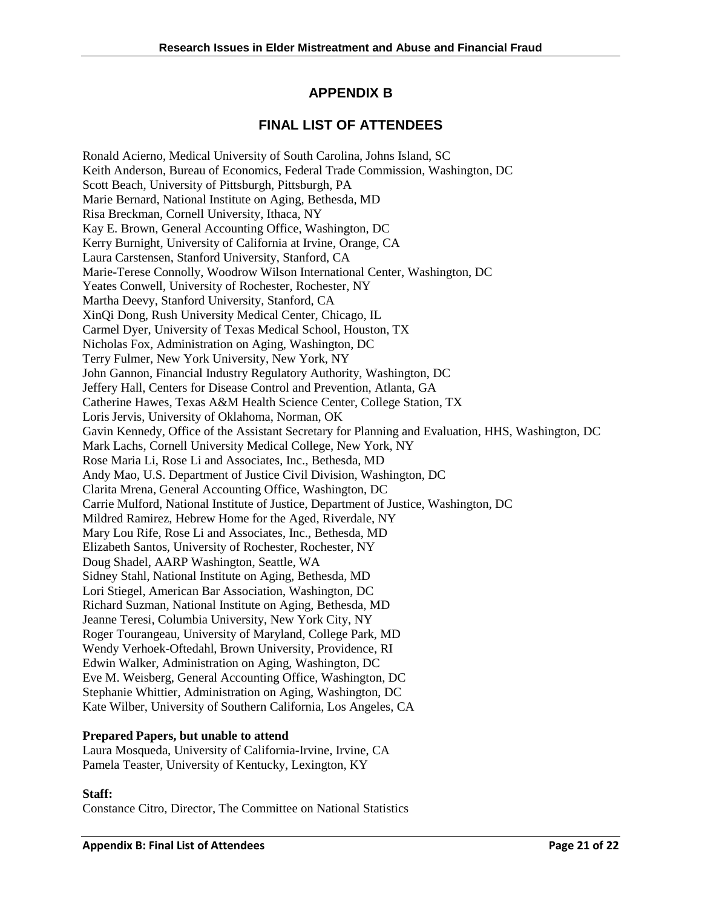# APPENDIX B

## FINAL LIST OF ATTENDEES

Ronald Acierno, Medical University of South Carolina, Johns Island, SC
Keith Anderson, Bureau of Economics, Federal Trade Commission, Washington, DC
Scott Beach, University of Pittsburgh, Pittsburgh, PA
Marie Bernard, National Institute on Aging, Bethesda, MD
Risa Breckman, Cornell University, Ithaca, NY
Kay E. Brown, General Accounting Office, Washington, DC
Kerry Burnight, University of California at Irvine, Orange, CA
Laura Carstensen, Stanford University, Stanford, CA
Marie-Terese Connolly, Woodrow Wilson International Center, Washington, DC
Yeates Conwell, University of Rochester, Rochester, NY
Martha Deevy, Stanford University, Stanford, CA
XinQi Dong, Rush University Medical Center, Chicago, IL
Carmel Dyer, University of Texas Medical School, Houston, TX
Nicholas Fox, Administration on Aging, Washington, DC
Terry Fulmer, New York University, New York, NY
John Gannon, Financial Industry Regulatory Authority, Washington, DC
Jeffery Hall, Centers for Disease Control and Prevention, Atlanta, GA
Catherine Hawes, Texas A&M Health Science Center, College Station, TX
Loris Jervis, University of Oklahoma, Norman, OK
Gavin Kennedy, Office of the Assistant Secretary for Planning and Evaluation, HHS, Washington, DC
Mark Lachs, Cornell University Medical College, New York, NY
Rose Maria Li, Rose Li and Associates, Inc., Bethesda, MD
Andy Mao, U.S. Department of Justice Civil Division, Washington, DC
Clarita Mrena, General Accounting Office, Washington, DC
Carrie Mulford, National Institute of Justice, Department of Justice, Washington, DC
Mildred Ramirez, Hebrew Home for the Aged, Riverdale, NY
Mary Lou Rife, Rose Li and Associates, Inc., Bethesda, MD
Elizabeth Santos, University of Rochester, Rochester, NY
Doug Shadel, AARP Washington, Seattle, WA
Sidney Stahl, National Institute on Aging, Bethesda, MD
Lori Stiegel, American Bar Association, Washington, DC
Richard Suzman, National Institute on Aging, Bethesda, MD
Jeanne Teresi, Columbia University, New York City, NY
Roger Tourangeau, University of Maryland, College Park, MD
Wendy Verhoek-Oftedahl, Brown University, Providence, RI
Edwin Walker, Administration on Aging, Washington, DC
Eve M. Weisberg, General Accounting Office, Washington, DC
Stephanie Whittier, Administration on Aging, Washington, DC
Kate Wilber, University of Southern California, Los Angeles, CA

**Prepared Papers, but unable to attend**
Laura Mosqueda, University of California-Irvine, Irvine, CA
Pamela Teaster, University of Kentucky, Lexington, KY

**Staff:**
Constance Citro, Director, The Committee on National Statistics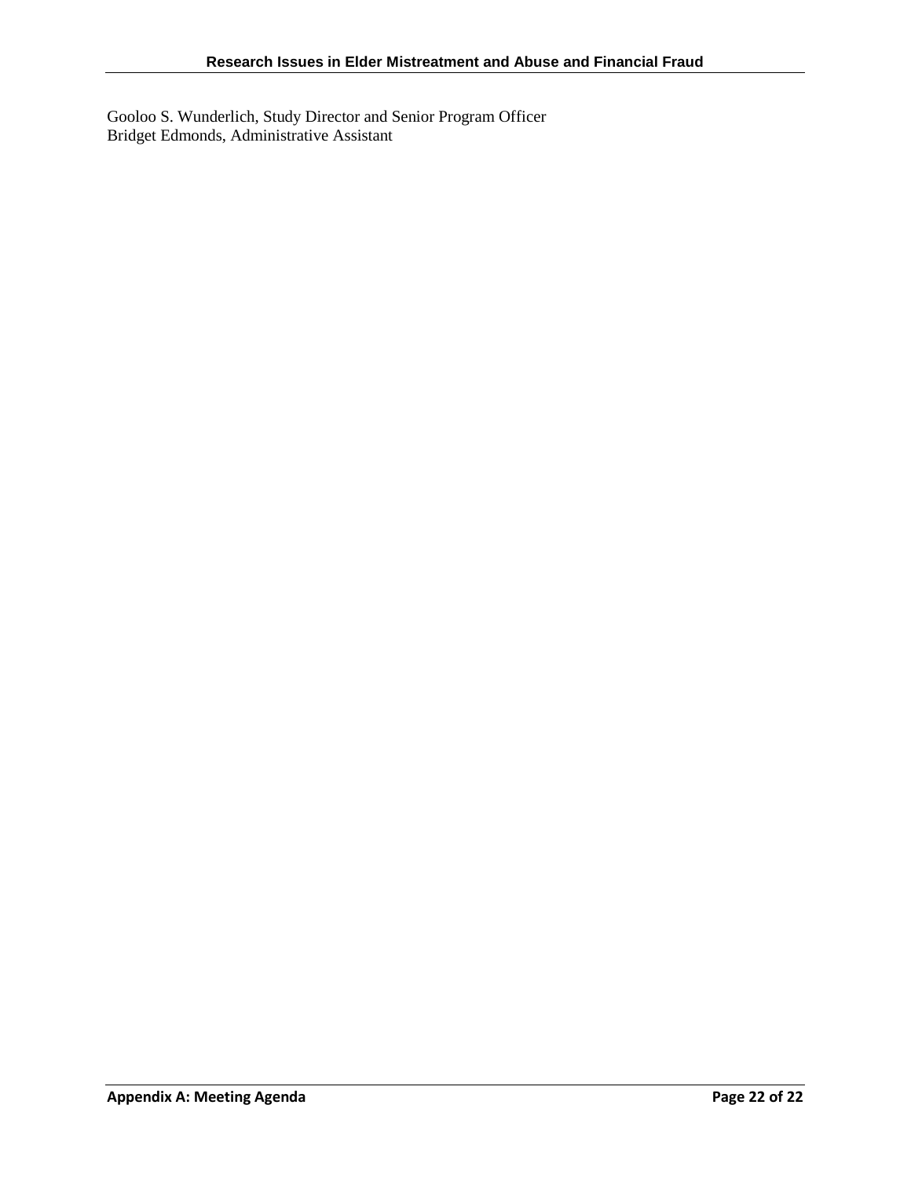Gooloo S. Wunderlich, Study Director and Senior Program Officer
Bridget Edmonds, Administrative Assistant